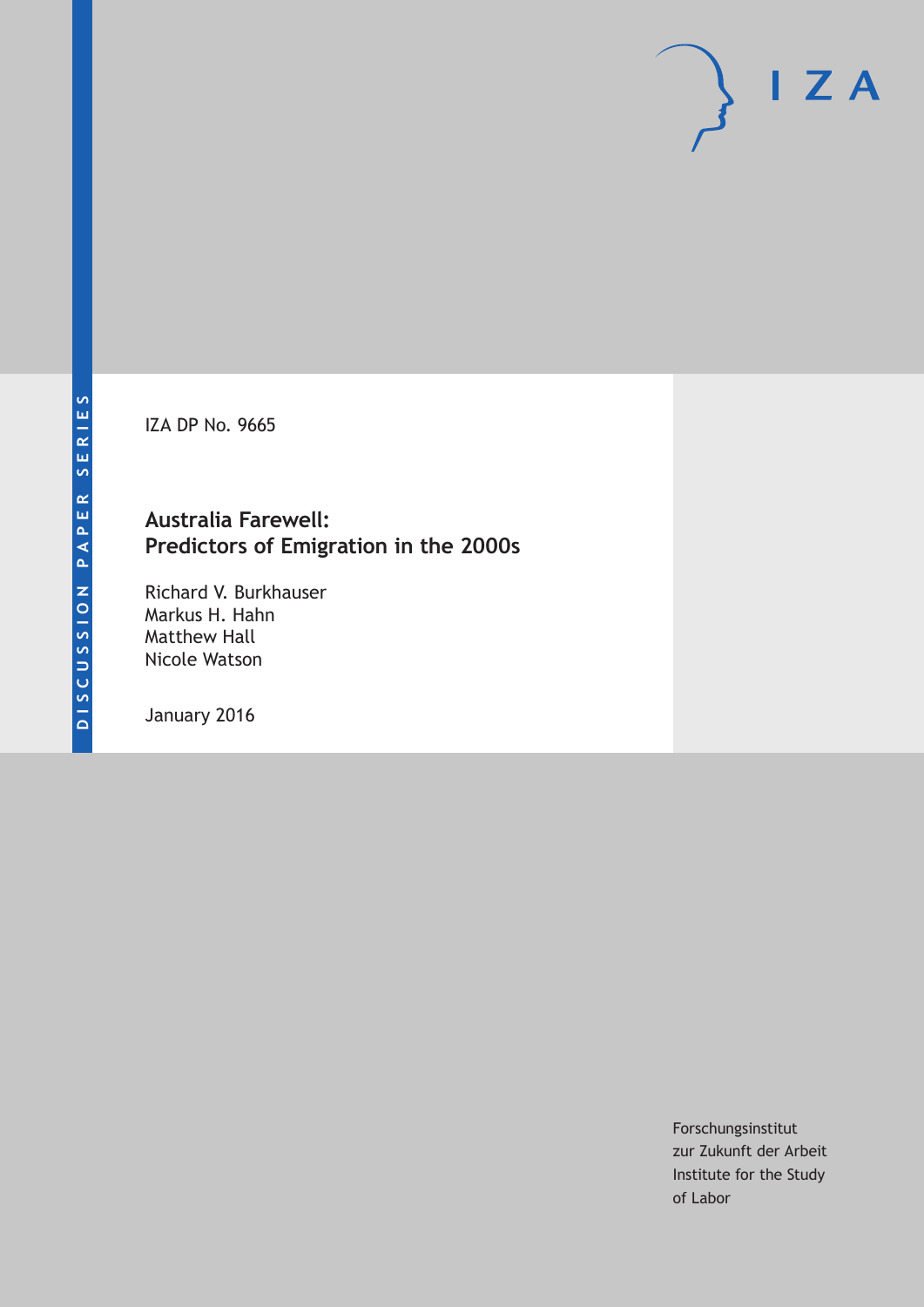DISCUSSION PAPER SERIES

IZA

IZA DP No. 9665

# Australia Farewell: Predictors of Emigration in the 2000s

Richard V. Burkhauser
Markus H. Hahn
Matthew Hall
Nicole Watson

January 2016

Forschungsinstitut
zur Zukunft der Arbeit
Institute for the Study
of Labor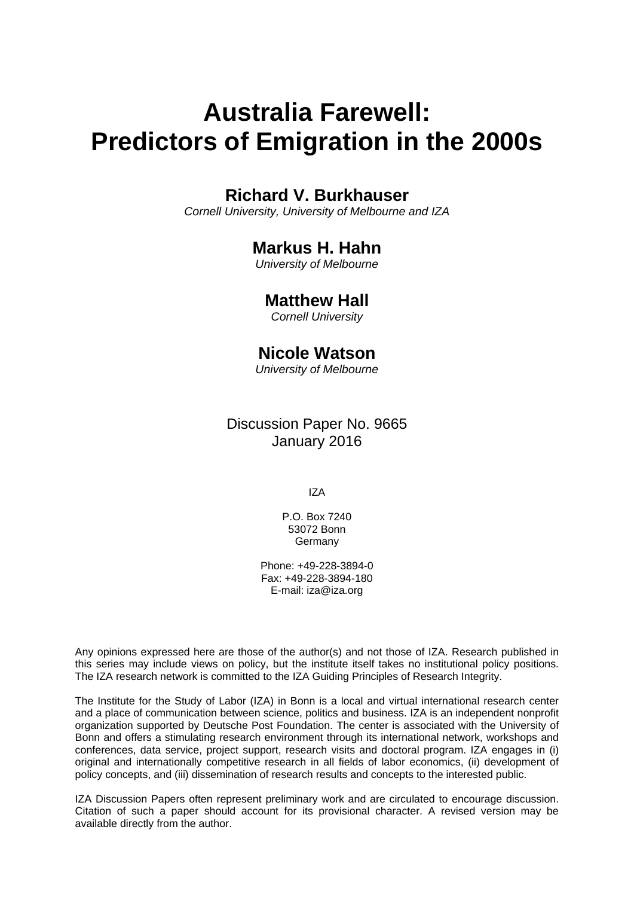# Australia Farewell: Predictors of Emigration in the 2000s

## Richard V. Burkhauser

*Cornell University, University of Melbourne and IZA*

## Markus H. Hahn

*University of Melbourne*

## Matthew Hall

*Cornell University*

## Nicole Watson

*University of Melbourne*

Discussion Paper No. 9665
January 2016

IZA

P.O. Box 7240
53072 Bonn
Germany

Phone: +49-228-3894-0
Fax: +49-228-3894-180
E-mail: iza@iza.org

Any opinions expressed here are those of the author(s) and not those of IZA. Research published in this series may include views on policy, but the institute itself takes no institutional policy positions. The IZA research network is committed to the IZA Guiding Principles of Research Integrity.

The Institute for the Study of Labor (IZA) in Bonn is a local and virtual international research center and a place of communication between science, politics and business. IZA is an independent nonprofit organization supported by Deutsche Post Foundation. The center is associated with the University of Bonn and offers a stimulating research environment through its international network, workshops and conferences, data service, project support, research visits and doctoral program. IZA engages in (i) original and internationally competitive research in all fields of labor economics, (ii) development of policy concepts, and (iii) dissemination of research results and concepts to the interested public.

IZA Discussion Papers often represent preliminary work and are circulated to encourage discussion. Citation of such a paper should account for its provisional character. A revised version may be available directly from the author.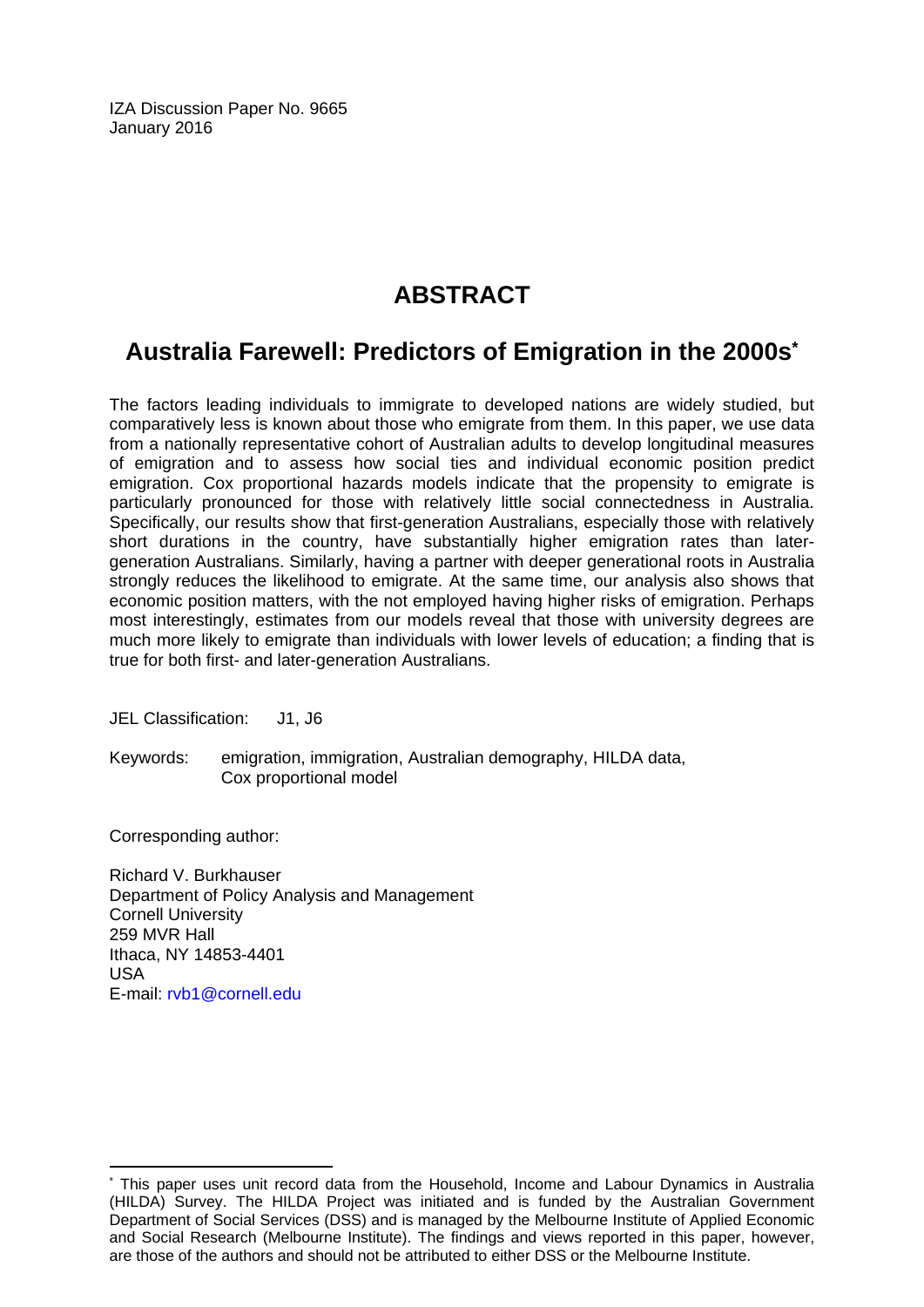IZA Discussion Paper No. 9665
January 2016

# ABSTRACT

## Australia Farewell: Predictors of Emigration in the 2000s*

The factors leading individuals to immigrate to developed nations are widely studied, but comparatively less is known about those who emigrate from them. In this paper, we use data from a nationally representative cohort of Australian adults to develop longitudinal measures of emigration and to assess how social ties and individual economic position predict emigration. Cox proportional hazards models indicate that the propensity to emigrate is particularly pronounced for those with relatively little social connectedness in Australia. Specifically, our results show that first-generation Australians, especially those with relatively short durations in the country, have substantially higher emigration rates than later-generation Australians. Similarly, having a partner with deeper generational roots in Australia strongly reduces the likelihood to emigrate. At the same time, our analysis also shows that economic position matters, with the not employed having higher risks of emigration. Perhaps most interestingly, estimates from our models reveal that those with university degrees are much more likely to emigrate than individuals with lower levels of education; a finding that is true for both first- and later-generation Australians.

JEL Classification: J1, J6

Keywords: emigration, immigration, Australian demography, HILDA data, Cox proportional model

Corresponding author:

Richard V. Burkhauser
Department of Policy Analysis and Management
Cornell University
259 MVR Hall
Ithaca, NY 14853-4401
USA
E-mail: rvb1@cornell.edu

* This paper uses unit record data from the Household, Income and Labour Dynamics in Australia (HILDA) Survey. The HILDA Project was initiated and is funded by the Australian Government Department of Social Services (DSS) and is managed by the Melbourne Institute of Applied Economic and Social Research (Melbourne Institute). The findings and views reported in this paper, however, are those of the authors and should not be attributed to either DSS or the Melbourne Institute.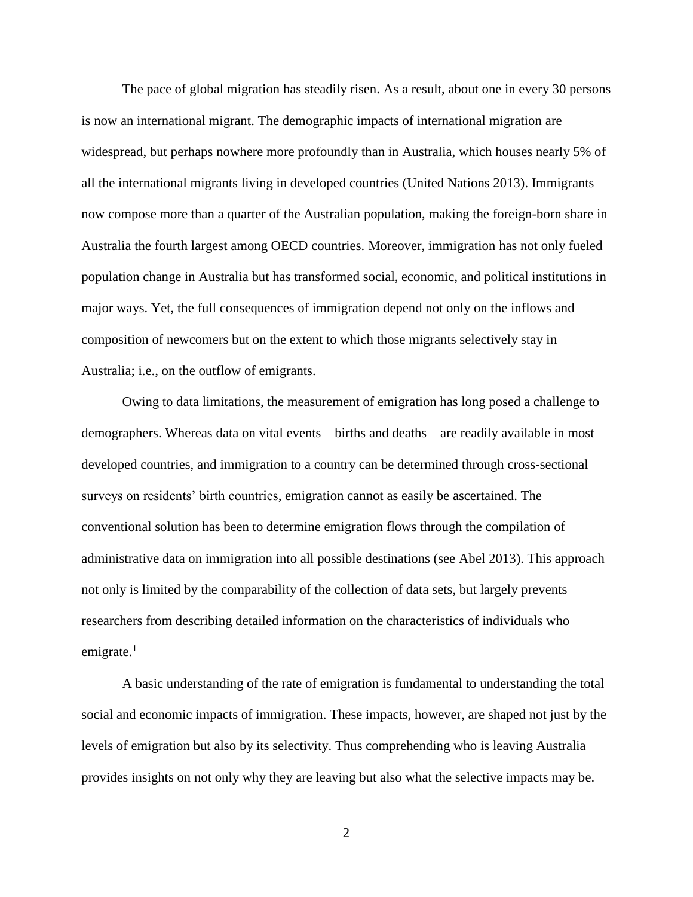The pace of global migration has steadily risen. As a result, about one in every 30 persons is now an international migrant. The demographic impacts of international migration are widespread, but perhaps nowhere more profoundly than in Australia, which houses nearly 5% of all the international migrants living in developed countries (United Nations 2013). Immigrants now compose more than a quarter of the Australian population, making the foreign-born share in Australia the fourth largest among OECD countries. Moreover, immigration has not only fueled population change in Australia but has transformed social, economic, and political institutions in major ways. Yet, the full consequences of immigration depend not only on the inflows and composition of newcomers but on the extent to which those migrants selectively stay in Australia; i.e., on the outflow of emigrants.

Owing to data limitations, the measurement of emigration has long posed a challenge to demographers. Whereas data on vital events—births and deaths—are readily available in most developed countries, and immigration to a country can be determined through cross-sectional surveys on residents' birth countries, emigration cannot as easily be ascertained. The conventional solution has been to determine emigration flows through the compilation of administrative data on immigration into all possible destinations (see Abel 2013). This approach not only is limited by the comparability of the collection of data sets, but largely prevents researchers from describing detailed information on the characteristics of individuals who emigrate.[1]

A basic understanding of the rate of emigration is fundamental to understanding the total social and economic impacts of immigration. These impacts, however, are shaped not just by the levels of emigration but also by its selectivity. Thus comprehending who is leaving Australia provides insights on not only why they are leaving but also what the selective impacts may be.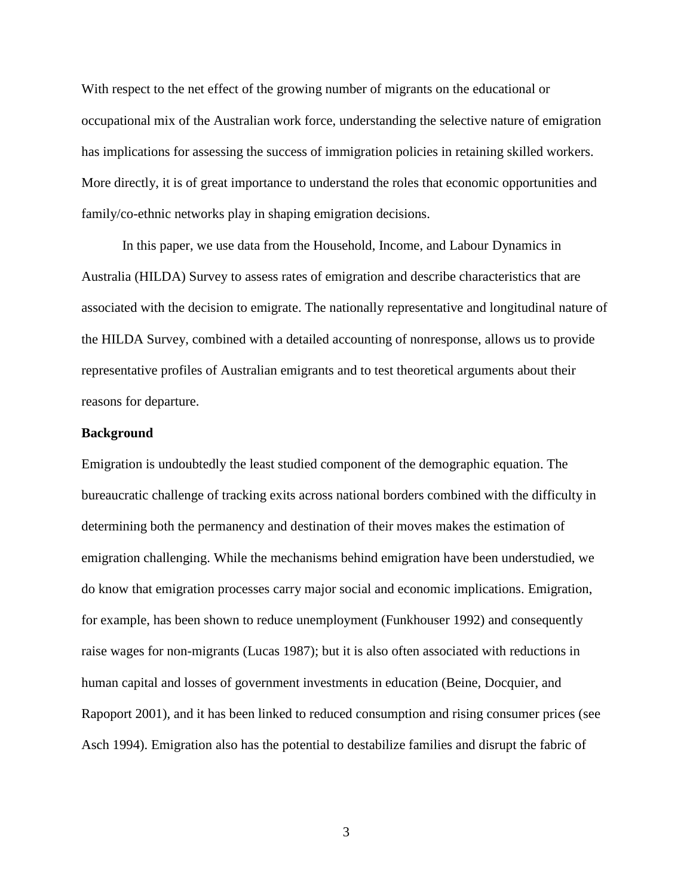With respect to the net effect of the growing number of migrants on the educational or occupational mix of the Australian work force, understanding the selective nature of emigration has implications for assessing the success of immigration policies in retaining skilled workers. More directly, it is of great importance to understand the roles that economic opportunities and family/co-ethnic networks play in shaping emigration decisions.

In this paper, we use data from the Household, Income, and Labour Dynamics in Australia (HILDA) Survey to assess rates of emigration and describe characteristics that are associated with the decision to emigrate. The nationally representative and longitudinal nature of the HILDA Survey, combined with a detailed accounting of nonresponse, allows us to provide representative profiles of Australian emigrants and to test theoretical arguments about their reasons for departure.

**Background**

Emigration is undoubtedly the least studied component of the demographic equation. The bureaucratic challenge of tracking exits across national borders combined with the difficulty in determining both the permanency and destination of their moves makes the estimation of emigration challenging. While the mechanisms behind emigration have been understudied, we do know that emigration processes carry major social and economic implications. Emigration, for example, has been shown to reduce unemployment (Funkhouser 1992) and consequently raise wages for non-migrants (Lucas 1987); but it is also often associated with reductions in human capital and losses of government investments in education (Beine, Docquier, and Rapoport 2001), and it has been linked to reduced consumption and rising consumer prices (see Asch 1994). Emigration also has the potential to destabilize families and disrupt the fabric of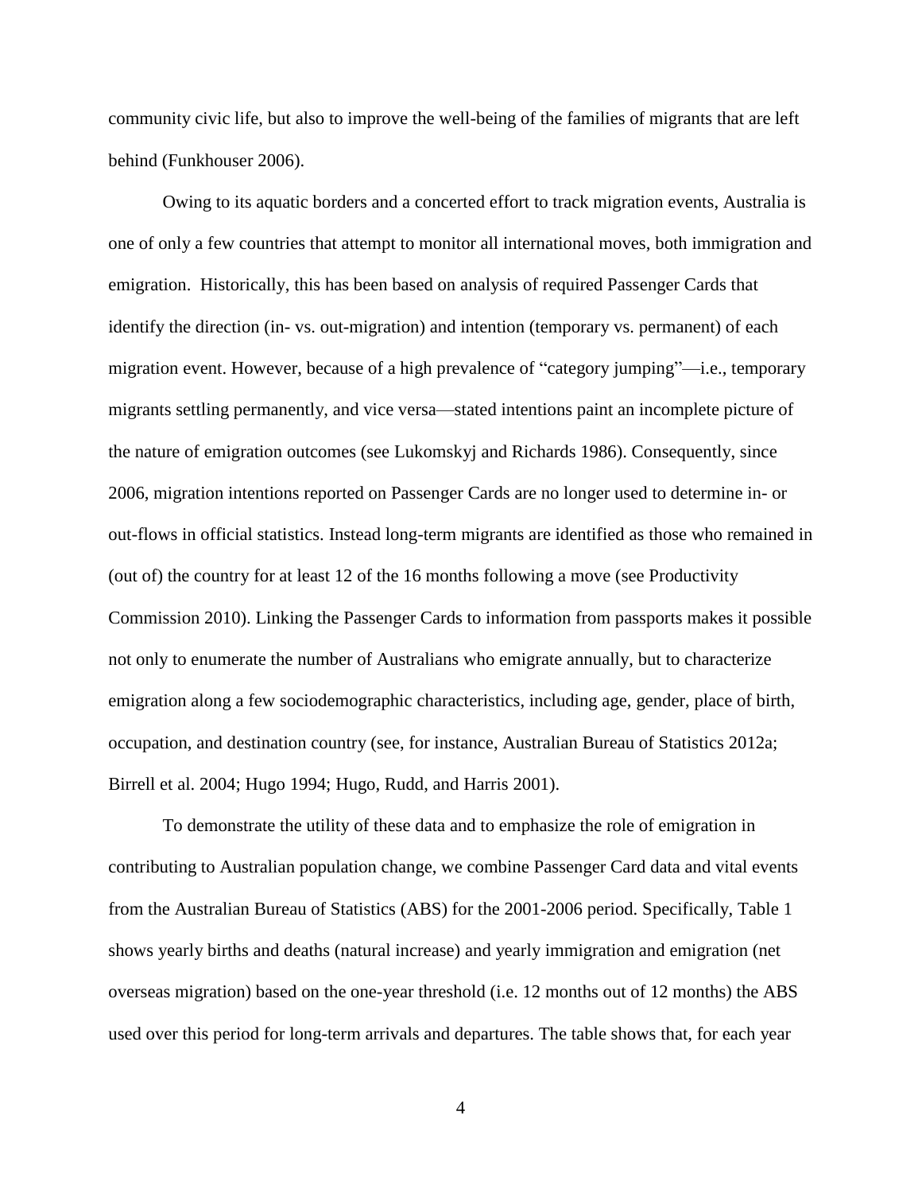community civic life, but also to improve the well-being of the families of migrants that are left behind (Funkhouser 2006).

Owing to its aquatic borders and a concerted effort to track migration events, Australia is one of only a few countries that attempt to monitor all international moves, both immigration and emigration. Historically, this has been based on analysis of required Passenger Cards that identify the direction (in- vs. out-migration) and intention (temporary vs. permanent) of each migration event. However, because of a high prevalence of "category jumping"—i.e., temporary migrants settling permanently, and vice versa—stated intentions paint an incomplete picture of the nature of emigration outcomes (see Lukomskyj and Richards 1986). Consequently, since 2006, migration intentions reported on Passenger Cards are no longer used to determine in- or out-flows in official statistics. Instead long-term migrants are identified as those who remained in (out of) the country for at least 12 of the 16 months following a move (see Productivity Commission 2010). Linking the Passenger Cards to information from passports makes it possible not only to enumerate the number of Australians who emigrate annually, but to characterize emigration along a few sociodemographic characteristics, including age, gender, place of birth, occupation, and destination country (see, for instance, Australian Bureau of Statistics 2012a; Birrell et al. 2004; Hugo 1994; Hugo, Rudd, and Harris 2001).

To demonstrate the utility of these data and to emphasize the role of emigration in contributing to Australian population change, we combine Passenger Card data and vital events from the Australian Bureau of Statistics (ABS) for the 2001-2006 period. Specifically, Table 1 shows yearly births and deaths (natural increase) and yearly immigration and emigration (net overseas migration) based on the one-year threshold (i.e. 12 months out of 12 months) the ABS used over this period for long-term arrivals and departures. The table shows that, for each year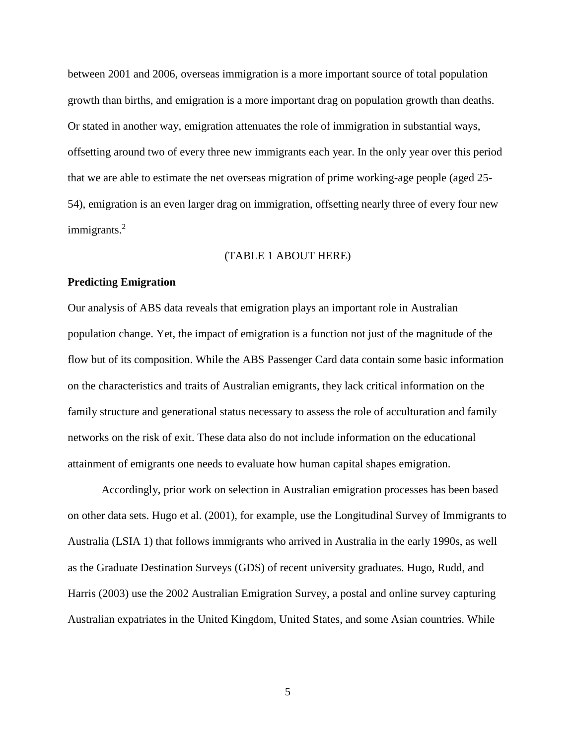between 2001 and 2006, overseas immigration is a more important source of total population growth than births, and emigration is a more important drag on population growth than deaths. Or stated in another way, emigration attenuates the role of immigration in substantial ways, offsetting around two of every three new immigrants each year. In the only year over this period that we are able to estimate the net overseas migration of prime working-age people (aged 25-54), emigration is an even larger drag on immigration, offsetting nearly three of every four new immigrants.[2]

(TABLE 1 ABOUT HERE)

**Predicting Emigration**

Our analysis of ABS data reveals that emigration plays an important role in Australian population change. Yet, the impact of emigration is a function not just of the magnitude of the flow but of its composition. While the ABS Passenger Card data contain some basic information on the characteristics and traits of Australian emigrants, they lack critical information on the family structure and generational status necessary to assess the role of acculturation and family networks on the risk of exit. These data also do not include information on the educational attainment of emigrants one needs to evaluate how human capital shapes emigration.

Accordingly, prior work on selection in Australian emigration processes has been based on other data sets. Hugo et al. (2001), for example, use the Longitudinal Survey of Immigrants to Australia (LSIA 1) that follows immigrants who arrived in Australia in the early 1990s, as well as the Graduate Destination Surveys (GDS) of recent university graduates. Hugo, Rudd, and Harris (2003) use the 2002 Australian Emigration Survey, a postal and online survey capturing Australian expatriates in the United Kingdom, United States, and some Asian countries. While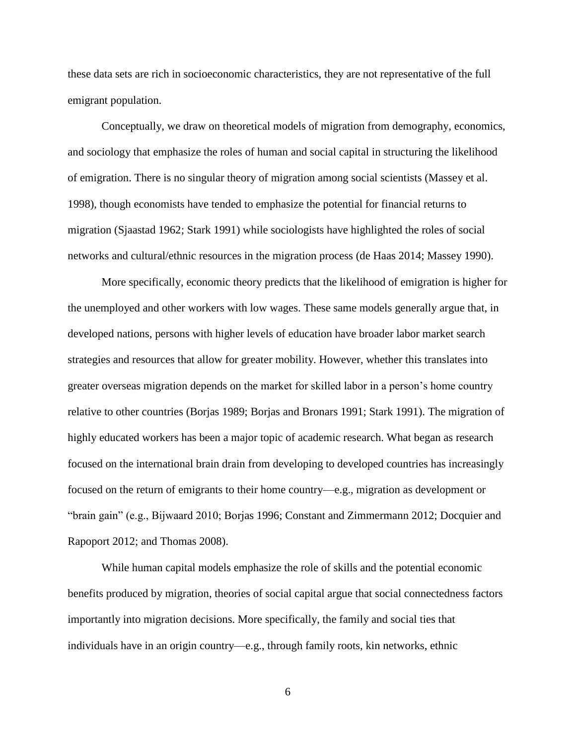these data sets are rich in socioeconomic characteristics, they are not representative of the full emigrant population.

Conceptually, we draw on theoretical models of migration from demography, economics, and sociology that emphasize the roles of human and social capital in structuring the likelihood of emigration. There is no singular theory of migration among social scientists (Massey et al. 1998), though economists have tended to emphasize the potential for financial returns to migration (Sjaastad 1962; Stark 1991) while sociologists have highlighted the roles of social networks and cultural/ethnic resources in the migration process (de Haas 2014; Massey 1990).

More specifically, economic theory predicts that the likelihood of emigration is higher for the unemployed and other workers with low wages. These same models generally argue that, in developed nations, persons with higher levels of education have broader labor market search strategies and resources that allow for greater mobility. However, whether this translates into greater overseas migration depends on the market for skilled labor in a person's home country relative to other countries (Borjas 1989; Borjas and Bronars 1991; Stark 1991). The migration of highly educated workers has been a major topic of academic research. What began as research focused on the international brain drain from developing to developed countries has increasingly focused on the return of emigrants to their home country—e.g., migration as development or "brain gain" (e.g., Bijwaard 2010; Borjas 1996; Constant and Zimmermann 2012; Docquier and Rapoport 2012; and Thomas 2008).

While human capital models emphasize the role of skills and the potential economic benefits produced by migration, theories of social capital argue that social connectedness factors importantly into migration decisions. More specifically, the family and social ties that individuals have in an origin country—e.g., through family roots, kin networks, ethnic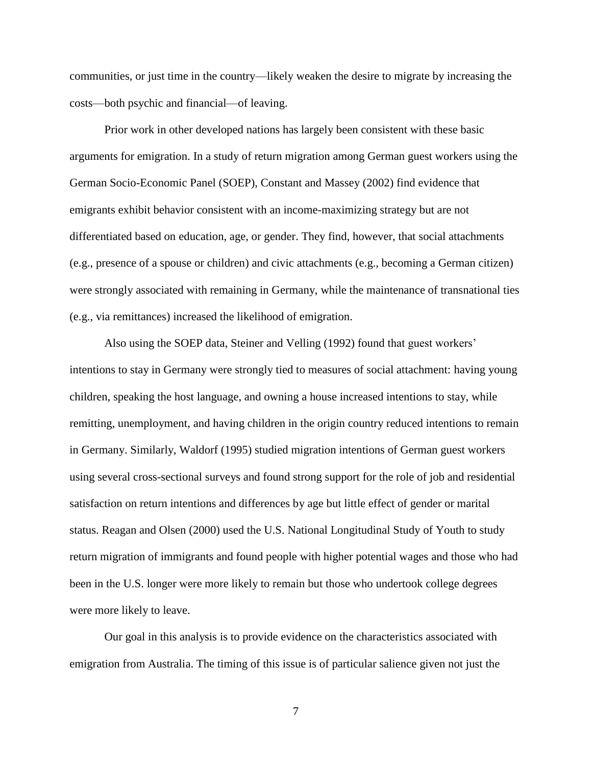communities, or just time in the country—likely weaken the desire to migrate by increasing the costs—both psychic and financial—of leaving.

Prior work in other developed nations has largely been consistent with these basic arguments for emigration. In a study of return migration among German guest workers using the German Socio-Economic Panel (SOEP), Constant and Massey (2002) find evidence that emigrants exhibit behavior consistent with an income-maximizing strategy but are not differentiated based on education, age, or gender. They find, however, that social attachments (e.g., presence of a spouse or children) and civic attachments (e.g., becoming a German citizen) were strongly associated with remaining in Germany, while the maintenance of transnational ties (e.g., via remittances) increased the likelihood of emigration.

Also using the SOEP data, Steiner and Velling (1992) found that guest workers' intentions to stay in Germany were strongly tied to measures of social attachment: having young children, speaking the host language, and owning a house increased intentions to stay, while remitting, unemployment, and having children in the origin country reduced intentions to remain in Germany. Similarly, Waldorf (1995) studied migration intentions of German guest workers using several cross-sectional surveys and found strong support for the role of job and residential satisfaction on return intentions and differences by age but little effect of gender or marital status. Reagan and Olsen (2000) used the U.S. National Longitudinal Study of Youth to study return migration of immigrants and found people with higher potential wages and those who had been in the U.S. longer were more likely to remain but those who undertook college degrees were more likely to leave.

Our goal in this analysis is to provide evidence on the characteristics associated with emigration from Australia. The timing of this issue is of particular salience given not just the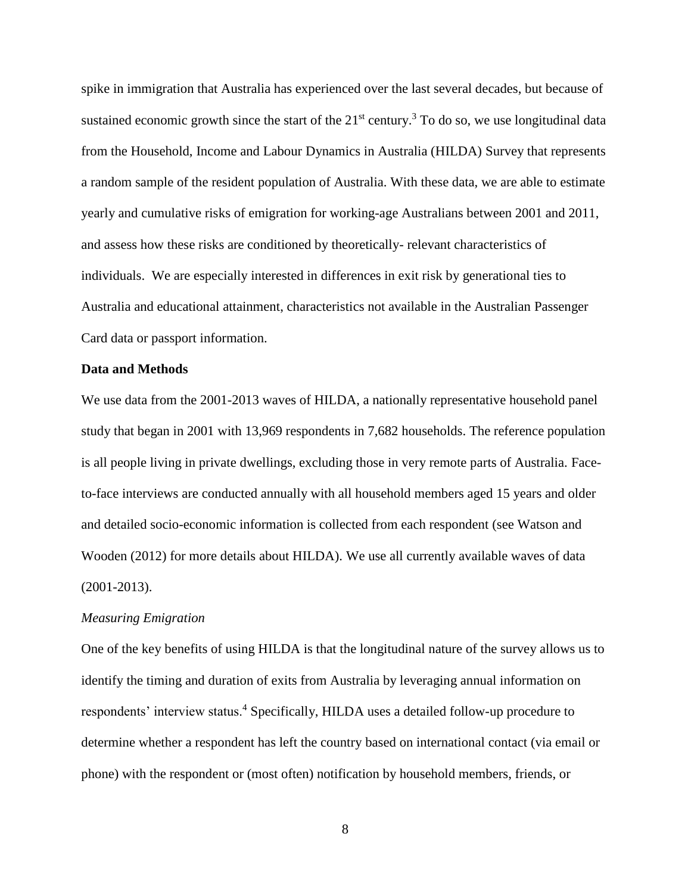spike in immigration that Australia has experienced over the last several decades, but because of sustained economic growth since the start of the 21st century.[3] To do so, we use longitudinal data from the Household, Income and Labour Dynamics in Australia (HILDA) Survey that represents a random sample of the resident population of Australia. With these data, we are able to estimate yearly and cumulative risks of emigration for working-age Australians between 2001 and 2011, and assess how these risks are conditioned by theoretically- relevant characteristics of individuals. We are especially interested in differences in exit risk by generational ties to Australia and educational attainment, characteristics not available in the Australian Passenger Card data or passport information.

**Data and Methods**

We use data from the 2001-2013 waves of HILDA, a nationally representative household panel study that began in 2001 with 13,969 respondents in 7,682 households. The reference population is all people living in private dwellings, excluding those in very remote parts of Australia. Face-to-face interviews are conducted annually with all household members aged 15 years and older and detailed socio-economic information is collected from each respondent (see Watson and Wooden (2012) for more details about HILDA). We use all currently available waves of data (2001-2013).

*Measuring Emigration*

One of the key benefits of using HILDA is that the longitudinal nature of the survey allows us to identify the timing and duration of exits from Australia by leveraging annual information on respondents' interview status.[4] Specifically, HILDA uses a detailed follow-up procedure to determine whether a respondent has left the country based on international contact (via email or phone) with the respondent or (most often) notification by household members, friends, or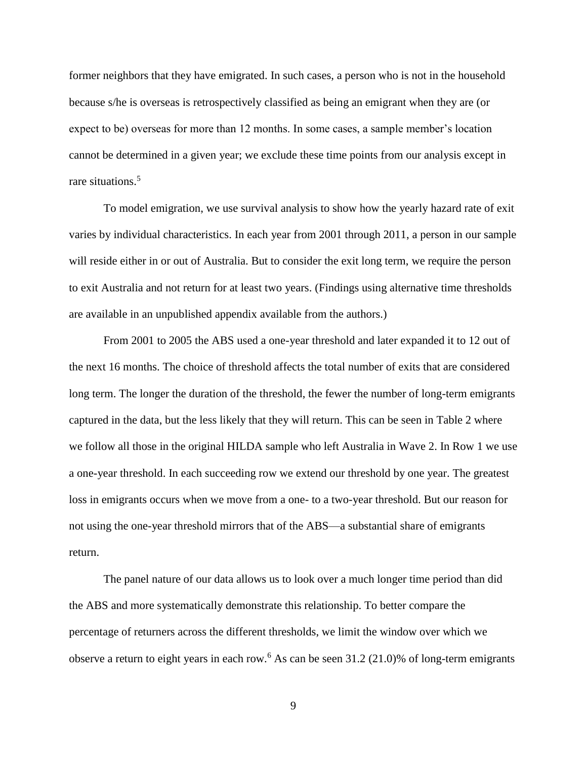former neighbors that they have emigrated. In such cases, a person who is not in the household because s/he is overseas is retrospectively classified as being an emigrant when they are (or expect to be) overseas for more than 12 months. In some cases, a sample member's location cannot be determined in a given year; we exclude these time points from our analysis except in rare situations.[5]

To model emigration, we use survival analysis to show how the yearly hazard rate of exit varies by individual characteristics. In each year from 2001 through 2011, a person in our sample will reside either in or out of Australia. But to consider the exit long term, we require the person to exit Australia and not return for at least two years. (Findings using alternative time thresholds are available in an unpublished appendix available from the authors.)

From 2001 to 2005 the ABS used a one-year threshold and later expanded it to 12 out of the next 16 months. The choice of threshold affects the total number of exits that are considered long term. The longer the duration of the threshold, the fewer the number of long-term emigrants captured in the data, but the less likely that they will return. This can be seen in Table 2 where we follow all those in the original HILDA sample who left Australia in Wave 2. In Row 1 we use a one-year threshold. In each succeeding row we extend our threshold by one year. The greatest loss in emigrants occurs when we move from a one- to a two-year threshold. But our reason for not using the one-year threshold mirrors that of the ABS—a substantial share of emigrants return.

The panel nature of our data allows us to look over a much longer time period than did the ABS and more systematically demonstrate this relationship. To better compare the percentage of returners across the different thresholds, we limit the window over which we observe a return to eight years in each row.[6] As can be seen 31.2 (21.0)% of long-term emigrants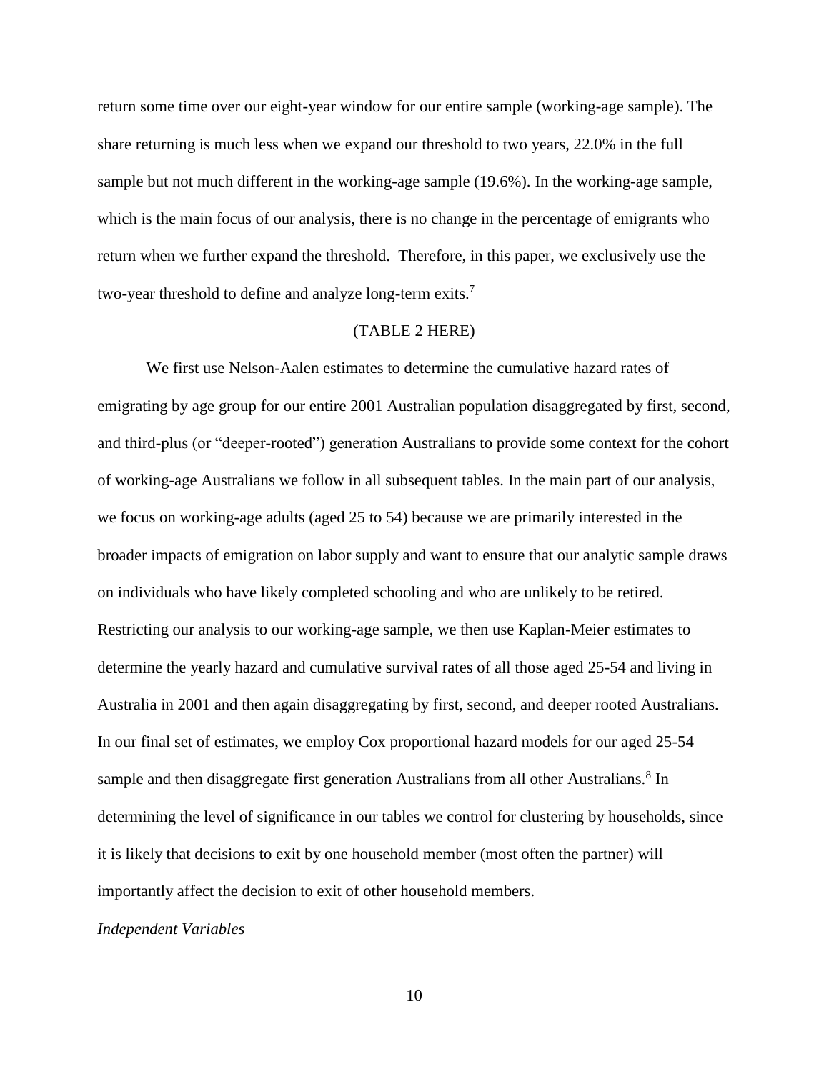return some time over our eight-year window for our entire sample (working-age sample). The share returning is much less when we expand our threshold to two years, 22.0% in the full sample but not much different in the working-age sample (19.6%). In the working-age sample, which is the main focus of our analysis, there is no change in the percentage of emigrants who return when we further expand the threshold. Therefore, in this paper, we exclusively use the two-year threshold to define and analyze long-term exits.[7]

(TABLE 2 HERE)

We first use Nelson-Aalen estimates to determine the cumulative hazard rates of emigrating by age group for our entire 2001 Australian population disaggregated by first, second, and third-plus (or "deeper-rooted") generation Australians to provide some context for the cohort of working-age Australians we follow in all subsequent tables. In the main part of our analysis, we focus on working-age adults (aged 25 to 54) because we are primarily interested in the broader impacts of emigration on labor supply and want to ensure that our analytic sample draws on individuals who have likely completed schooling and who are unlikely to be retired. Restricting our analysis to our working-age sample, we then use Kaplan-Meier estimates to determine the yearly hazard and cumulative survival rates of all those aged 25-54 and living in Australia in 2001 and then again disaggregating by first, second, and deeper rooted Australians. In our final set of estimates, we employ Cox proportional hazard models for our aged 25-54 sample and then disaggregate first generation Australians from all other Australians.[8] In determining the level of significance in our tables we control for clustering by households, since it is likely that decisions to exit by one household member (most often the partner) will importantly affect the decision to exit of other household members.

*Independent Variables*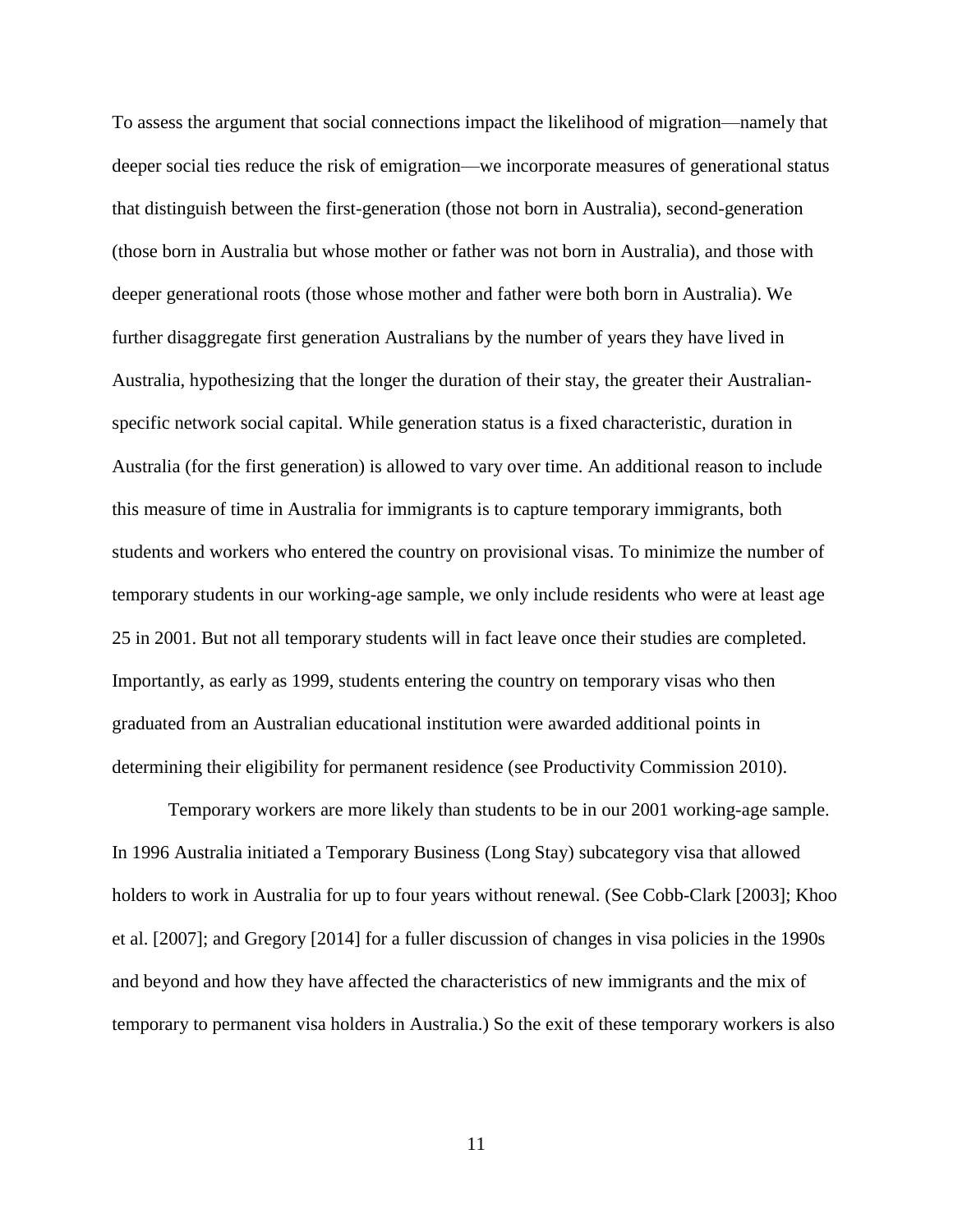To assess the argument that social connections impact the likelihood of migration—namely that deeper social ties reduce the risk of emigration—we incorporate measures of generational status that distinguish between the first-generation (those not born in Australia), second-generation (those born in Australia but whose mother or father was not born in Australia), and those with deeper generational roots (those whose mother and father were both born in Australia). We further disaggregate first generation Australians by the number of years they have lived in Australia, hypothesizing that the longer the duration of their stay, the greater their Australian-specific network social capital. While generation status is a fixed characteristic, duration in Australia (for the first generation) is allowed to vary over time. An additional reason to include this measure of time in Australia for immigrants is to capture temporary immigrants, both students and workers who entered the country on provisional visas. To minimize the number of temporary students in our working-age sample, we only include residents who were at least age 25 in 2001. But not all temporary students will in fact leave once their studies are completed. Importantly, as early as 1999, students entering the country on temporary visas who then graduated from an Australian educational institution were awarded additional points in determining their eligibility for permanent residence (see Productivity Commission 2010).

Temporary workers are more likely than students to be in our 2001 working-age sample. In 1996 Australia initiated a Temporary Business (Long Stay) subcategory visa that allowed holders to work in Australia for up to four years without renewal. (See Cobb-Clark [2003]; Khoo et al. [2007]; and Gregory [2014] for a fuller discussion of changes in visa policies in the 1990s and beyond and how they have affected the characteristics of new immigrants and the mix of temporary to permanent visa holders in Australia.) So the exit of these temporary workers is also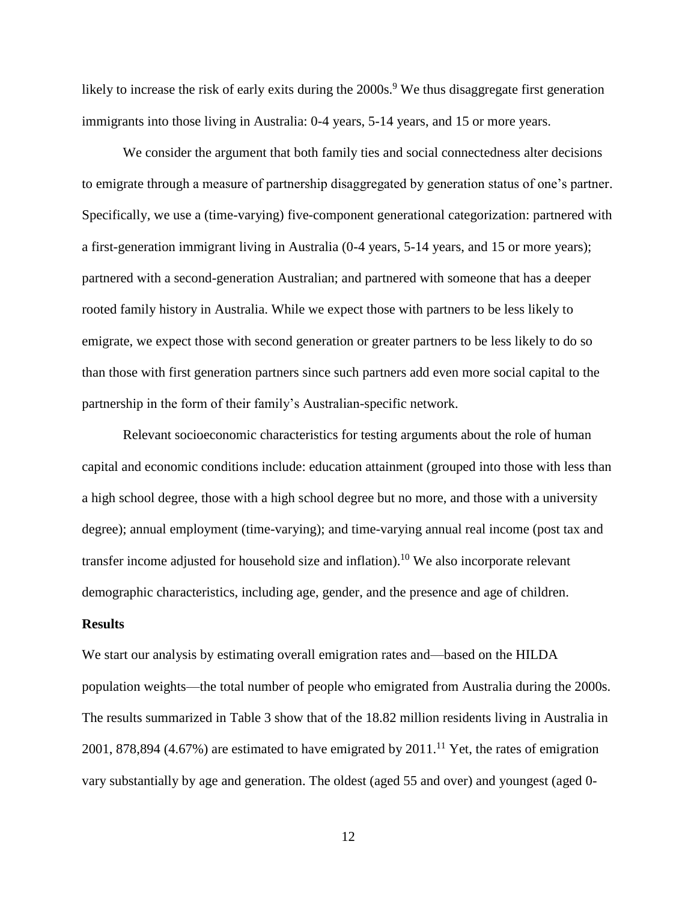likely to increase the risk of early exits during the 2000s.[9] We thus disaggregate first generation immigrants into those living in Australia: 0-4 years, 5-14 years, and 15 or more years.

We consider the argument that both family ties and social connectedness alter decisions to emigrate through a measure of partnership disaggregated by generation status of one's partner. Specifically, we use a (time-varying) five-component generational categorization: partnered with a first-generation immigrant living in Australia (0-4 years, 5-14 years, and 15 or more years); partnered with a second-generation Australian; and partnered with someone that has a deeper rooted family history in Australia. While we expect those with partners to be less likely to emigrate, we expect those with second generation or greater partners to be less likely to do so than those with first generation partners since such partners add even more social capital to the partnership in the form of their family's Australian-specific network.

Relevant socioeconomic characteristics for testing arguments about the role of human capital and economic conditions include: education attainment (grouped into those with less than a high school degree, those with a high school degree but no more, and those with a university degree); annual employment (time-varying); and time-varying annual real income (post tax and transfer income adjusted for household size and inflation).[10] We also incorporate relevant demographic characteristics, including age, gender, and the presence and age of children.

**Results**

We start our analysis by estimating overall emigration rates and—based on the HILDA population weights—the total number of people who emigrated from Australia during the 2000s. The results summarized in Table 3 show that of the 18.82 million residents living in Australia in 2001, 878,894 (4.67%) are estimated to have emigrated by 2011.[11] Yet, the rates of emigration vary substantially by age and generation. The oldest (aged 55 and over) and youngest (aged 0-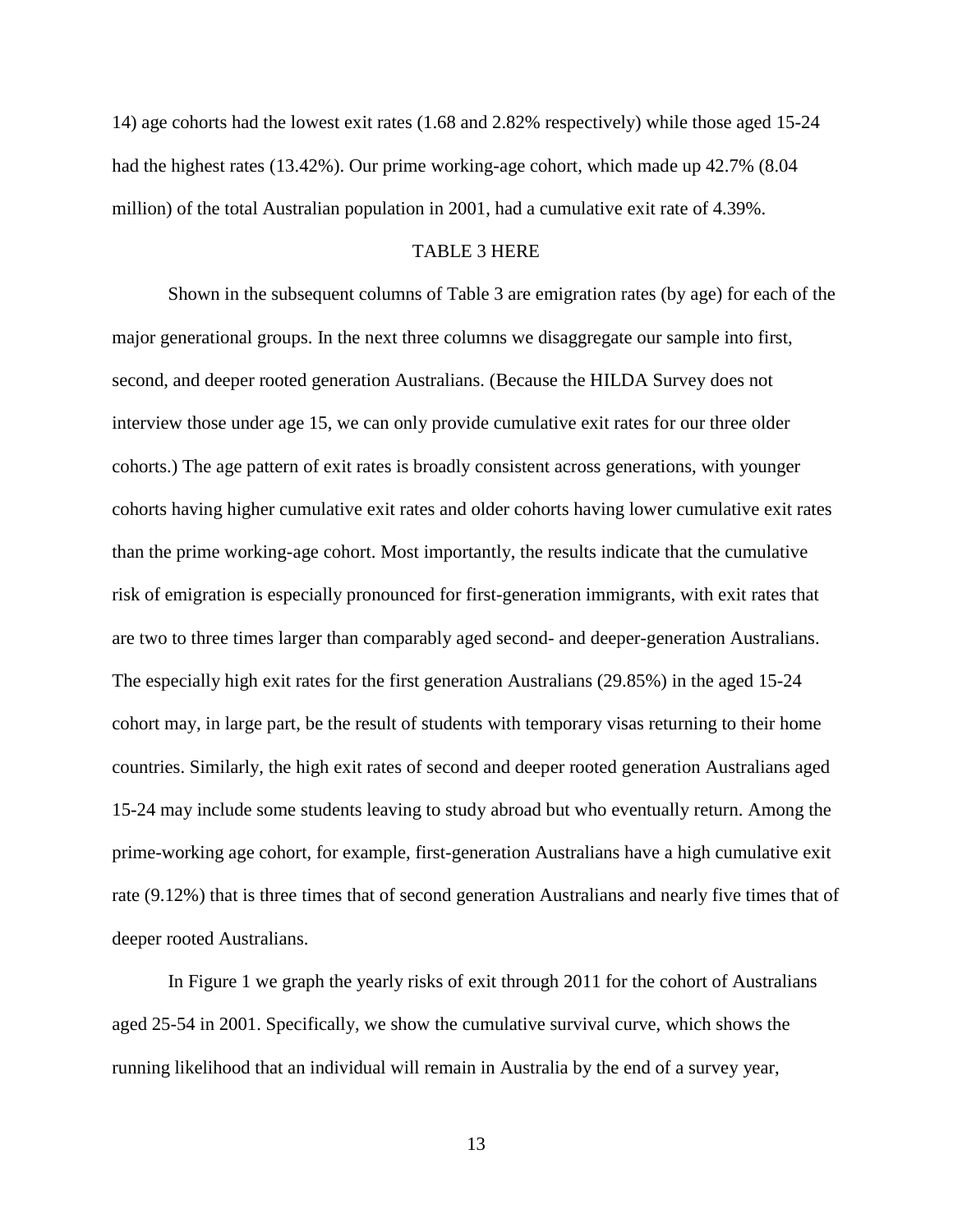14) age cohorts had the lowest exit rates (1.68 and 2.82% respectively) while those aged 15-24 had the highest rates (13.42%). Our prime working-age cohort, which made up 42.7% (8.04 million) of the total Australian population in 2001, had a cumulative exit rate of 4.39%.

TABLE 3 HERE

Shown in the subsequent columns of Table 3 are emigration rates (by age) for each of the major generational groups. In the next three columns we disaggregate our sample into first, second, and deeper rooted generation Australians. (Because the HILDA Survey does not interview those under age 15, we can only provide cumulative exit rates for our three older cohorts.) The age pattern of exit rates is broadly consistent across generations, with younger cohorts having higher cumulative exit rates and older cohorts having lower cumulative exit rates than the prime working-age cohort. Most importantly, the results indicate that the cumulative risk of emigration is especially pronounced for first-generation immigrants, with exit rates that are two to three times larger than comparably aged second- and deeper-generation Australians. The especially high exit rates for the first generation Australians (29.85%) in the aged 15-24 cohort may, in large part, be the result of students with temporary visas returning to their home countries. Similarly, the high exit rates of second and deeper rooted generation Australians aged 15-24 may include some students leaving to study abroad but who eventually return. Among the prime-working age cohort, for example, first-generation Australians have a high cumulative exit rate (9.12%) that is three times that of second generation Australians and nearly five times that of deeper rooted Australians.

In Figure 1 we graph the yearly risks of exit through 2011 for the cohort of Australians aged 25-54 in 2001. Specifically, we show the cumulative survival curve, which shows the running likelihood that an individual will remain in Australia by the end of a survey year,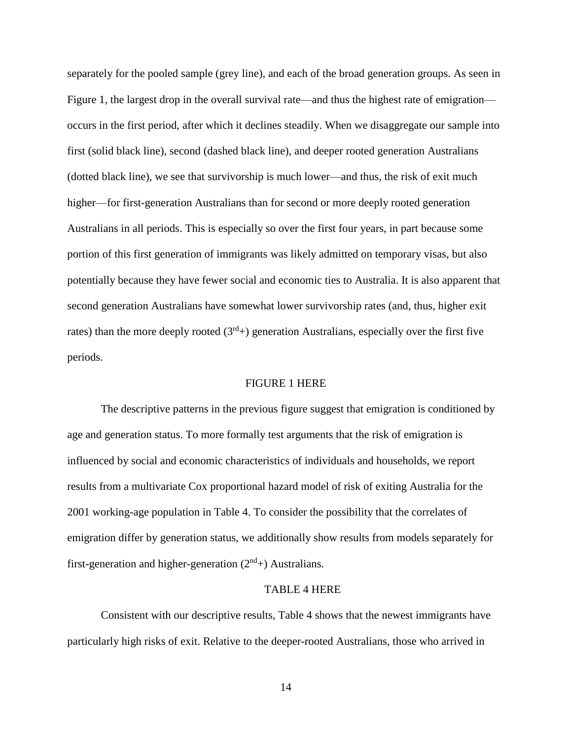separately for the pooled sample (grey line), and each of the broad generation groups. As seen in Figure 1, the largest drop in the overall survival rate—and thus the highest rate of emigration—occurs in the first period, after which it declines steadily. When we disaggregate our sample into first (solid black line), second (dashed black line), and deeper rooted generation Australians (dotted black line), we see that survivorship is much lower—and thus, the risk of exit much higher—for first-generation Australians than for second or more deeply rooted generation Australians in all periods. This is especially so over the first four years, in part because some portion of this first generation of immigrants was likely admitted on temporary visas, but also potentially because they have fewer social and economic ties to Australia. It is also apparent that second generation Australians have somewhat lower survivorship rates (and, thus, higher exit rates) than the more deeply rooted ($3^{rd}$+) generation Australians, especially over the first five periods.

FIGURE 1 HERE

The descriptive patterns in the previous figure suggest that emigration is conditioned by age and generation status. To more formally test arguments that the risk of emigration is influenced by social and economic characteristics of individuals and households, we report results from a multivariate Cox proportional hazard model of risk of exiting Australia for the 2001 working-age population in Table 4. To consider the possibility that the correlates of emigration differ by generation status, we additionally show results from models separately for first-generation and higher-generation ($2^{nd}$+) Australians.

TABLE 4 HERE

Consistent with our descriptive results, Table 4 shows that the newest immigrants have particularly high risks of exit. Relative to the deeper-rooted Australians, those who arrived in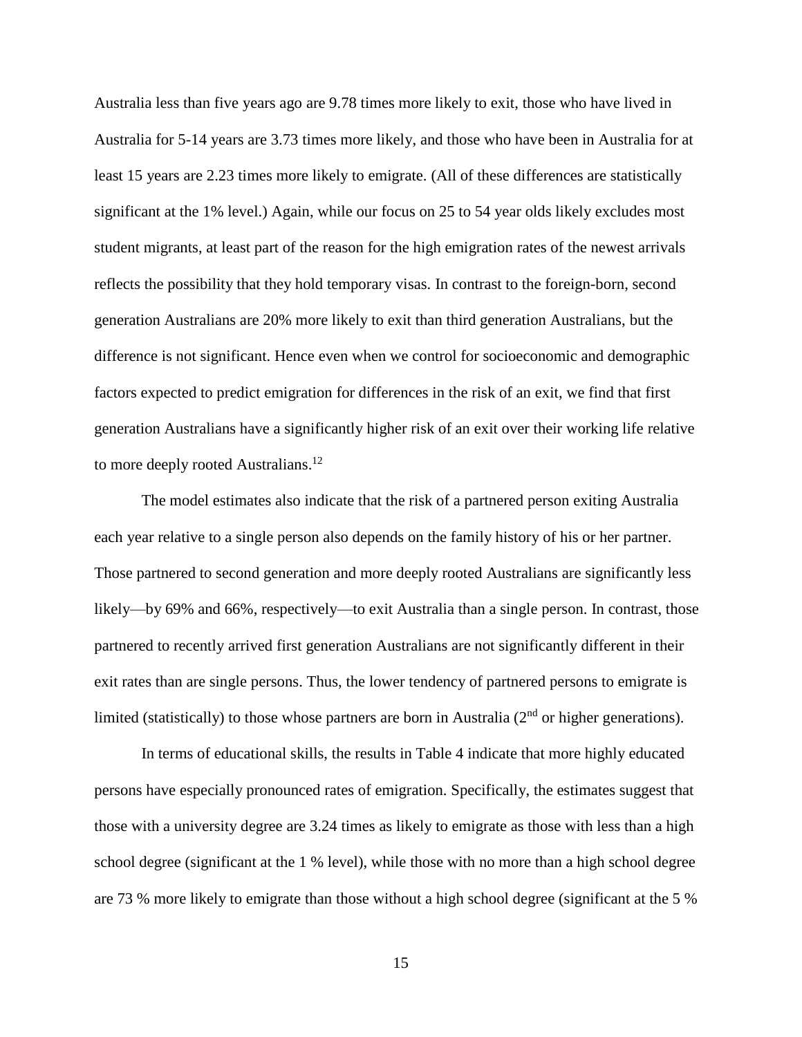Australia less than five years ago are 9.78 times more likely to exit, those who have lived in Australia for 5-14 years are 3.73 times more likely, and those who have been in Australia for at least 15 years are 2.23 times more likely to emigrate. (All of these differences are statistically significant at the 1% level.) Again, while our focus on 25 to 54 year olds likely excludes most student migrants, at least part of the reason for the high emigration rates of the newest arrivals reflects the possibility that they hold temporary visas. In contrast to the foreign-born, second generation Australians are 20% more likely to exit than third generation Australians, but the difference is not significant. Hence even when we control for socioeconomic and demographic factors expected to predict emigration for differences in the risk of an exit, we find that first generation Australians have a significantly higher risk of an exit over their working life relative to more deeply rooted Australians.[12]

The model estimates also indicate that the risk of a partnered person exiting Australia each year relative to a single person also depends on the family history of his or her partner. Those partnered to second generation and more deeply rooted Australians are significantly less likely—by 69% and 66%, respectively—to exit Australia than a single person. In contrast, those partnered to recently arrived first generation Australians are not significantly different in their exit rates than are single persons. Thus, the lower tendency of partnered persons to emigrate is limited (statistically) to those whose partners are born in Australia ($2^{nd}$ or higher generations).

In terms of educational skills, the results in Table 4 indicate that more highly educated persons have especially pronounced rates of emigration. Specifically, the estimates suggest that those with a university degree are 3.24 times as likely to emigrate as those with less than a high school degree (significant at the 1 % level), while those with no more than a high school degree are 73 % more likely to emigrate than those without a high school degree (significant at the 5 %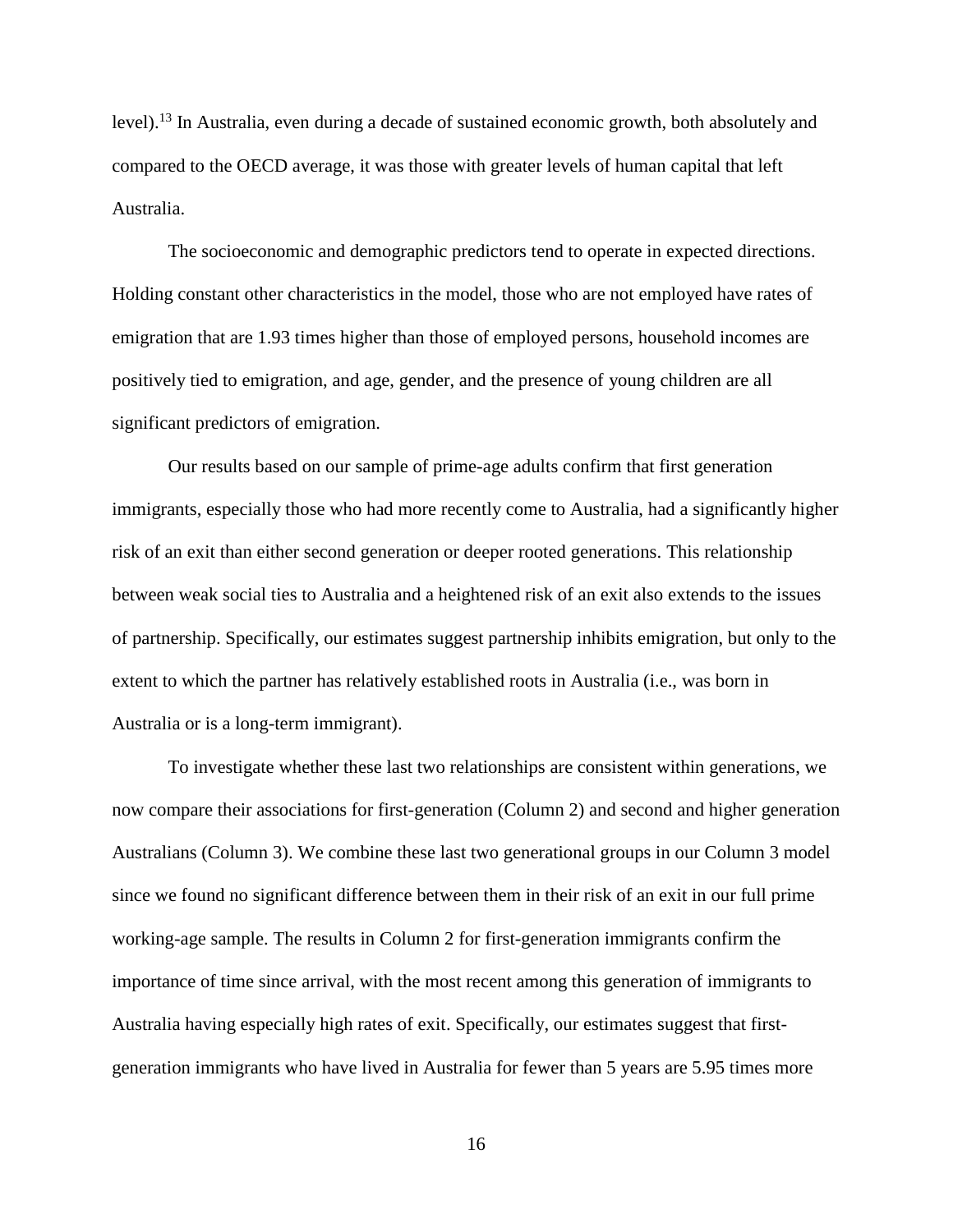level).[13] In Australia, even during a decade of sustained economic growth, both absolutely and compared to the OECD average, it was those with greater levels of human capital that left Australia.

The socioeconomic and demographic predictors tend to operate in expected directions. Holding constant other characteristics in the model, those who are not employed have rates of emigration that are 1.93 times higher than those of employed persons, household incomes are positively tied to emigration, and age, gender, and the presence of young children are all significant predictors of emigration.

Our results based on our sample of prime-age adults confirm that first generation immigrants, especially those who had more recently come to Australia, had a significantly higher risk of an exit than either second generation or deeper rooted generations. This relationship between weak social ties to Australia and a heightened risk of an exit also extends to the issues of partnership. Specifically, our estimates suggest partnership inhibits emigration, but only to the extent to which the partner has relatively established roots in Australia (i.e., was born in Australia or is a long-term immigrant).

To investigate whether these last two relationships are consistent within generations, we now compare their associations for first-generation (Column 2) and second and higher generation Australians (Column 3). We combine these last two generational groups in our Column 3 model since we found no significant difference between them in their risk of an exit in our full prime working-age sample. The results in Column 2 for first-generation immigrants confirm the importance of time since arrival, with the most recent among this generation of immigrants to Australia having especially high rates of exit. Specifically, our estimates suggest that first-generation immigrants who have lived in Australia for fewer than 5 years are 5.95 times more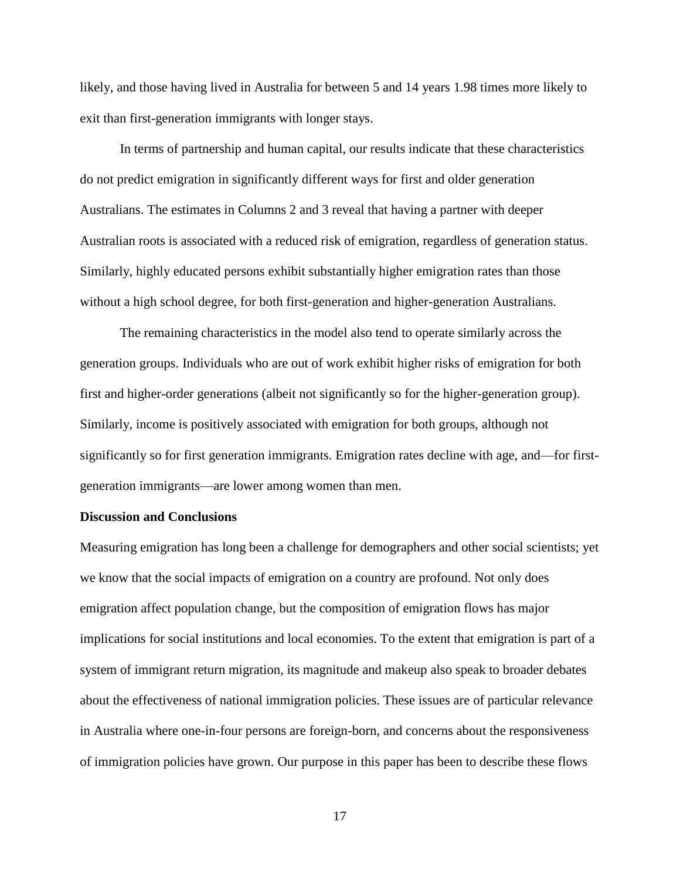likely, and those having lived in Australia for between 5 and 14 years 1.98 times more likely to exit than first-generation immigrants with longer stays.

In terms of partnership and human capital, our results indicate that these characteristics do not predict emigration in significantly different ways for first and older generation Australians. The estimates in Columns 2 and 3 reveal that having a partner with deeper Australian roots is associated with a reduced risk of emigration, regardless of generation status. Similarly, highly educated persons exhibit substantially higher emigration rates than those without a high school degree, for both first-generation and higher-generation Australians.

The remaining characteristics in the model also tend to operate similarly across the generation groups. Individuals who are out of work exhibit higher risks of emigration for both first and higher-order generations (albeit not significantly so for the higher-generation group). Similarly, income is positively associated with emigration for both groups, although not significantly so for first generation immigrants. Emigration rates decline with age, and—for first-generation immigrants—are lower among women than men.

**Discussion and Conclusions**

Measuring emigration has long been a challenge for demographers and other social scientists; yet we know that the social impacts of emigration on a country are profound. Not only does emigration affect population change, but the composition of emigration flows has major implications for social institutions and local economies. To the extent that emigration is part of a system of immigrant return migration, its magnitude and makeup also speak to broader debates about the effectiveness of national immigration policies. These issues are of particular relevance in Australia where one-in-four persons are foreign-born, and concerns about the responsiveness of immigration policies have grown. Our purpose in this paper has been to describe these flows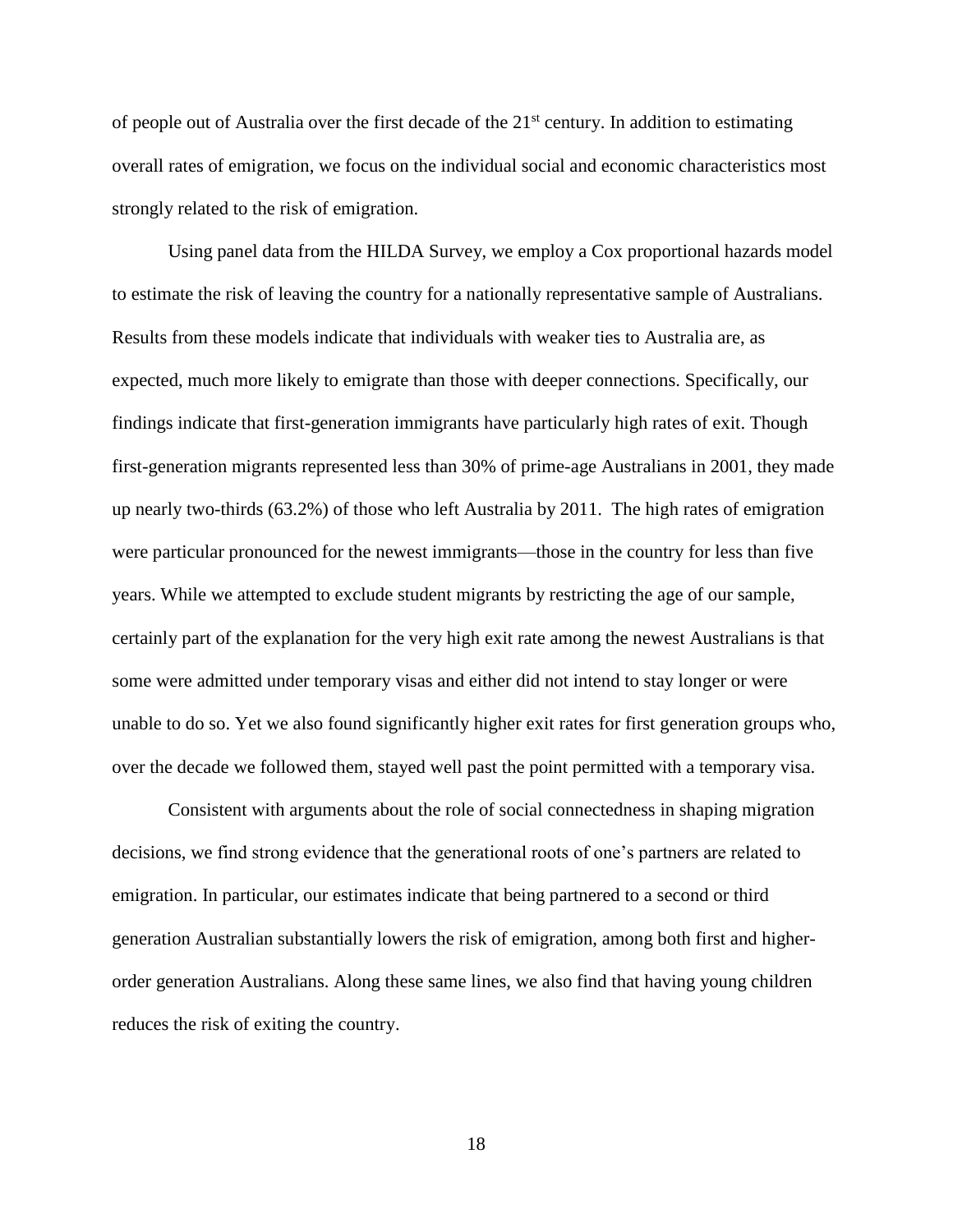of people out of Australia over the first decade of the 21st century. In addition to estimating overall rates of emigration, we focus on the individual social and economic characteristics most strongly related to the risk of emigration.

Using panel data from the HILDA Survey, we employ a Cox proportional hazards model to estimate the risk of leaving the country for a nationally representative sample of Australians. Results from these models indicate that individuals with weaker ties to Australia are, as expected, much more likely to emigrate than those with deeper connections. Specifically, our findings indicate that first-generation immigrants have particularly high rates of exit. Though first-generation migrants represented less than 30% of prime-age Australians in 2001, they made up nearly two-thirds (63.2%) of those who left Australia by 2011. The high rates of emigration were particular pronounced for the newest immigrants—those in the country for less than five years. While we attempted to exclude student migrants by restricting the age of our sample, certainly part of the explanation for the very high exit rate among the newest Australians is that some were admitted under temporary visas and either did not intend to stay longer or were unable to do so. Yet we also found significantly higher exit rates for first generation groups who, over the decade we followed them, stayed well past the point permitted with a temporary visa.

Consistent with arguments about the role of social connectedness in shaping migration decisions, we find strong evidence that the generational roots of one's partners are related to emigration. In particular, our estimates indicate that being partnered to a second or third generation Australian substantially lowers the risk of emigration, among both first and higher-order generation Australians. Along these same lines, we also find that having young children reduces the risk of exiting the country.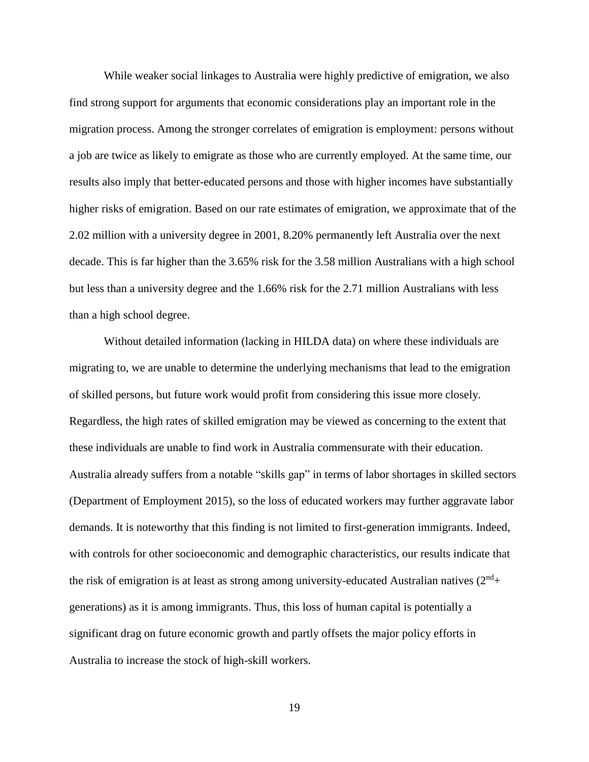While weaker social linkages to Australia were highly predictive of emigration, we also find strong support for arguments that economic considerations play an important role in the migration process. Among the stronger correlates of emigration is employment: persons without a job are twice as likely to emigrate as those who are currently employed. At the same time, our results also imply that better-educated persons and those with higher incomes have substantially higher risks of emigration. Based on our rate estimates of emigration, we approximate that of the 2.02 million with a university degree in 2001, 8.20% permanently left Australia over the next decade. This is far higher than the 3.65% risk for the 3.58 million Australians with a high school but less than a university degree and the 1.66% risk for the 2.71 million Australians with less than a high school degree.

Without detailed information (lacking in HILDA data) on where these individuals are migrating to, we are unable to determine the underlying mechanisms that lead to the emigration of skilled persons, but future work would profit from considering this issue more closely. Regardless, the high rates of skilled emigration may be viewed as concerning to the extent that these individuals are unable to find work in Australia commensurate with their education. Australia already suffers from a notable "skills gap" in terms of labor shortages in skilled sectors (Department of Employment 2015), so the loss of educated workers may further aggravate labor demands. It is noteworthy that this finding is not limited to first-generation immigrants. Indeed, with controls for other socioeconomic and demographic characteristics, our results indicate that the risk of emigration is at least as strong among university-educated Australian natives ($2^{nd}$+ generations) as it is among immigrants. Thus, this loss of human capital is potentially a significant drag on future economic growth and partly offsets the major policy efforts in Australia to increase the stock of high-skill workers.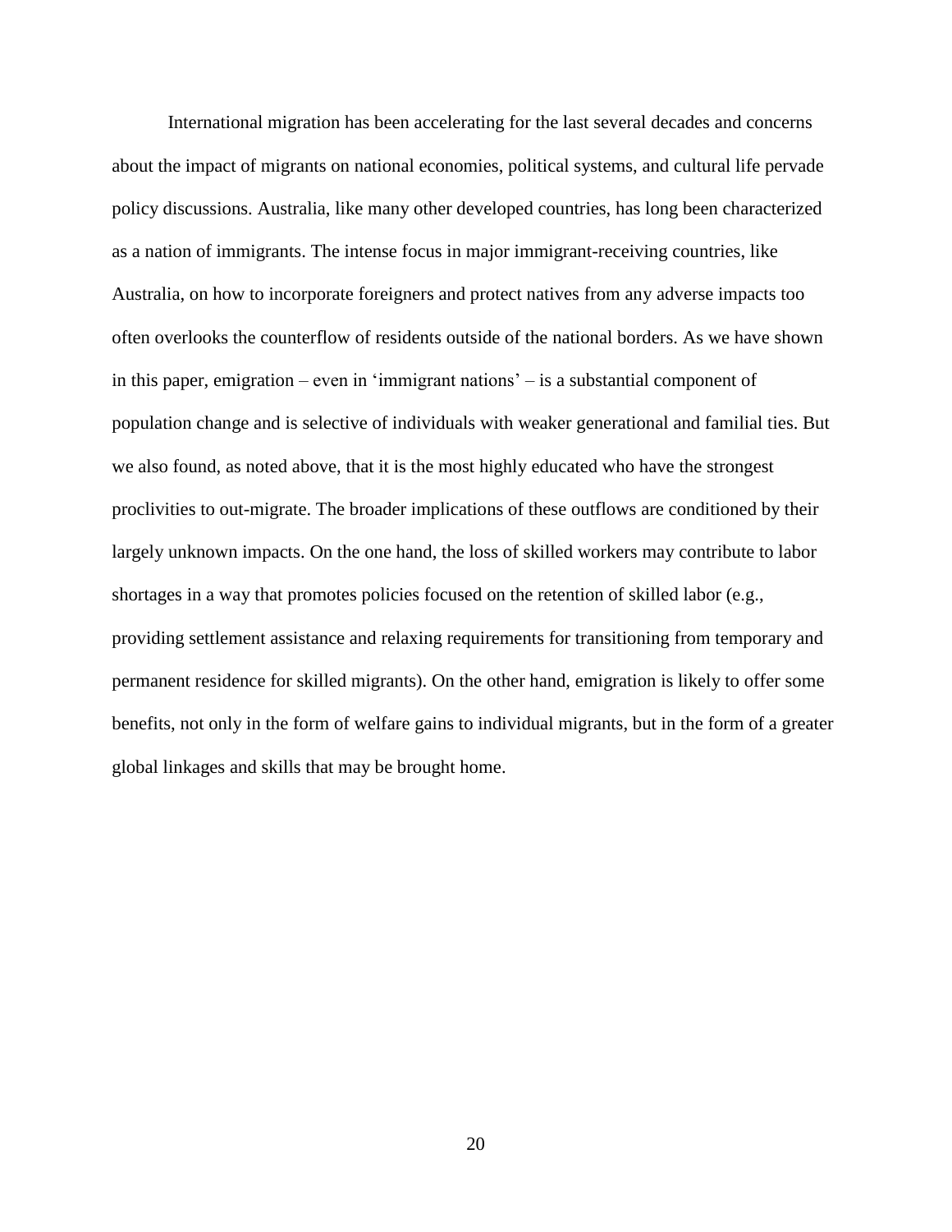International migration has been accelerating for the last several decades and concerns about the impact of migrants on national economies, political systems, and cultural life pervade policy discussions. Australia, like many other developed countries, has long been characterized as a nation of immigrants. The intense focus in major immigrant-receiving countries, like Australia, on how to incorporate foreigners and protect natives from any adverse impacts too often overlooks the counterflow of residents outside of the national borders. As we have shown in this paper, emigration – even in 'immigrant nations' – is a substantial component of population change and is selective of individuals with weaker generational and familial ties. But we also found, as noted above, that it is the most highly educated who have the strongest proclivities to out-migrate. The broader implications of these outflows are conditioned by their largely unknown impacts. On the one hand, the loss of skilled workers may contribute to labor shortages in a way that promotes policies focused on the retention of skilled labor (e.g., providing settlement assistance and relaxing requirements for transitioning from temporary and permanent residence for skilled migrants). On the other hand, emigration is likely to offer some benefits, not only in the form of welfare gains to individual migrants, but in the form of a greater global linkages and skills that may be brought home.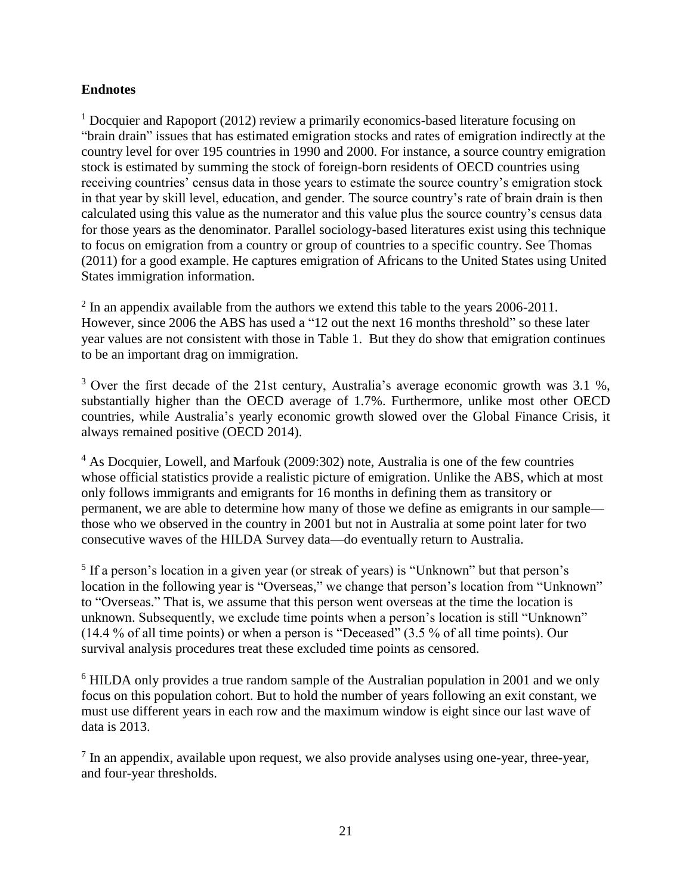**Endnotes**

[1] Docquier and Rapoport (2012) review a primarily economics-based literature focusing on "brain drain" issues that has estimated emigration stocks and rates of emigration indirectly at the country level for over 195 countries in 1990 and 2000. For instance, a source country emigration stock is estimated by summing the stock of foreign-born residents of OECD countries using receiving countries' census data in those years to estimate the source country's emigration stock in that year by skill level, education, and gender. The source country's rate of brain drain is then calculated using this value as the numerator and this value plus the source country's census data for those years as the denominator. Parallel sociology-based literatures exist using this technique to focus on emigration from a country or group of countries to a specific country. See Thomas (2011) for a good example. He captures emigration of Africans to the United States using United States immigration information.

[2] In an appendix available from the authors we extend this table to the years 2006-2011. However, since 2006 the ABS has used a "12 out the next 16 months threshold" so these later year values are not consistent with those in Table 1. But they do show that emigration continues to be an important drag on immigration.

[3] Over the first decade of the 21st century, Australia's average economic growth was 3.1 %, substantially higher than the OECD average of 1.7%. Furthermore, unlike most other OECD countries, while Australia's yearly economic growth slowed over the Global Finance Crisis, it always remained positive (OECD 2014).

[4] As Docquier, Lowell, and Marfouk (2009:302) note, Australia is one of the few countries whose official statistics provide a realistic picture of emigration. Unlike the ABS, which at most only follows immigrants and emigrants for 16 months in defining them as transitory or permanent, we are able to determine how many of those we define as emigrants in our sample—those who we observed in the country in 2001 but not in Australia at some point later for two consecutive waves of the HILDA Survey data—do eventually return to Australia.

[5] If a person's location in a given year (or streak of years) is "Unknown" but that person's location in the following year is "Overseas," we change that person's location from "Unknown" to "Overseas." That is, we assume that this person went overseas at the time the location is unknown. Subsequently, we exclude time points when a person's location is still "Unknown" (14.4 % of all time points) or when a person is "Deceased" (3.5 % of all time points). Our survival analysis procedures treat these excluded time points as censored.

[6] HILDA only provides a true random sample of the Australian population in 2001 and we only focus on this population cohort. But to hold the number of years following an exit constant, we must use different years in each row and the maximum window is eight since our last wave of data is 2013.

[7] In an appendix, available upon request, we also provide analyses using one-year, three-year, and four-year thresholds.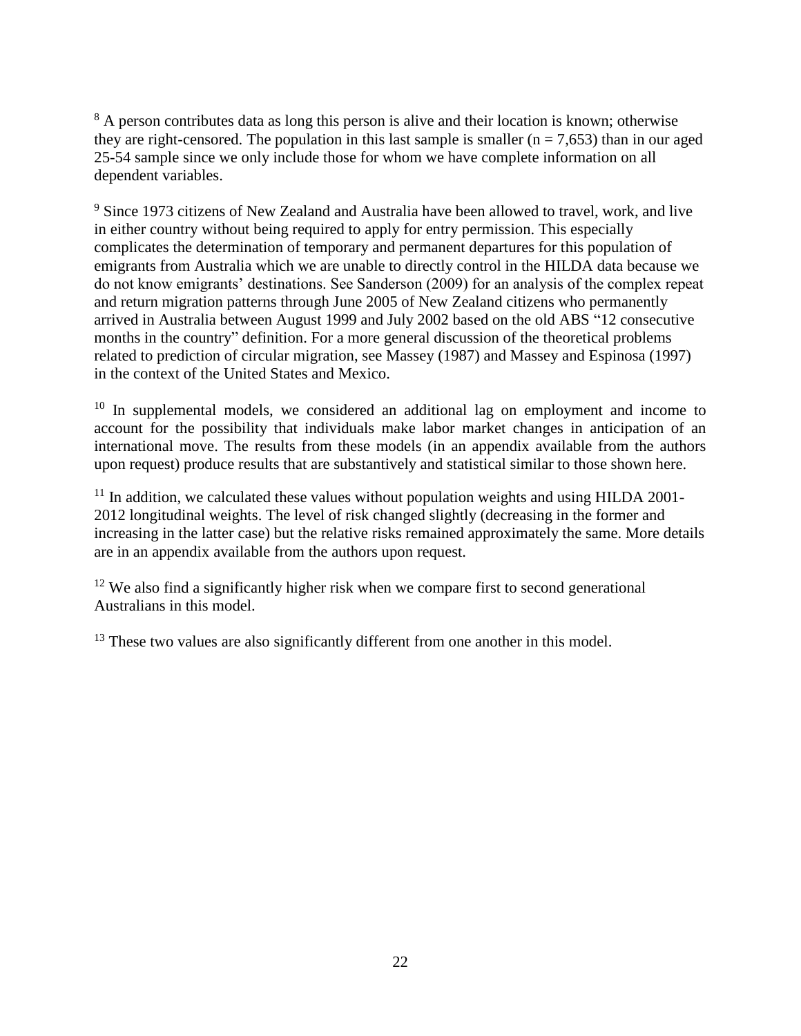[8] A person contributes data as long this person is alive and their location is known; otherwise they are right-censored. The population in this last sample is smaller (n = 7,653) than in our aged 25-54 sample since we only include those for whom we have complete information on all dependent variables.

[9] Since 1973 citizens of New Zealand and Australia have been allowed to travel, work, and live in either country without being required to apply for entry permission. This especially complicates the determination of temporary and permanent departures for this population of emigrants from Australia which we are unable to directly control in the HILDA data because we do not know emigrants' destinations. See Sanderson (2009) for an analysis of the complex repeat and return migration patterns through June 2005 of New Zealand citizens who permanently arrived in Australia between August 1999 and July 2002 based on the old ABS "12 consecutive months in the country" definition. For a more general discussion of the theoretical problems related to prediction of circular migration, see Massey (1987) and Massey and Espinosa (1997) in the context of the United States and Mexico.

[10] In supplemental models, we considered an additional lag on employment and income to account for the possibility that individuals make labor market changes in anticipation of an international move. The results from these models (in an appendix available from the authors upon request) produce results that are substantively and statistical similar to those shown here.

[11] In addition, we calculated these values without population weights and using HILDA 2001-2012 longitudinal weights. The level of risk changed slightly (decreasing in the former and increasing in the latter case) but the relative risks remained approximately the same. More details are in an appendix available from the authors upon request.

[12] We also find a significantly higher risk when we compare first to second generational Australians in this model.

[13] These two values are also significantly different from one another in this model.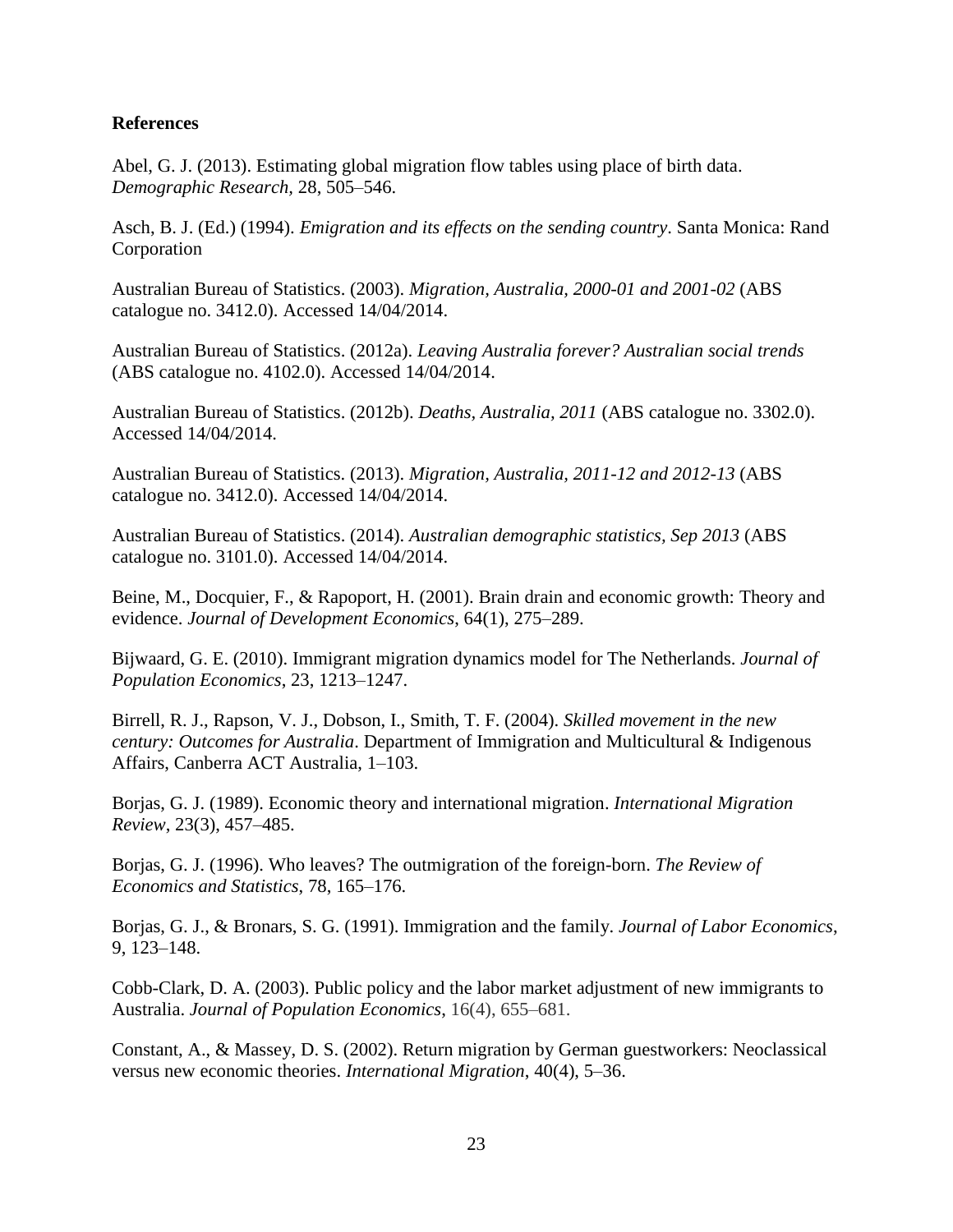**References**

Abel, G. J. (2013). Estimating global migration flow tables using place of birth data. *Demographic Research*, 28, 505–546.

Asch, B. J. (Ed.) (1994). *Emigration and its effects on the sending country*. Santa Monica: Rand Corporation

Australian Bureau of Statistics. (2003). *Migration, Australia, 2000-01 and 2001-02* (ABS catalogue no. 3412.0). Accessed 14/04/2014.

Australian Bureau of Statistics. (2012a). *Leaving Australia forever? Australian social trends* (ABS catalogue no. 4102.0). Accessed 14/04/2014.

Australian Bureau of Statistics. (2012b). *Deaths, Australia, 2011* (ABS catalogue no. 3302.0). Accessed 14/04/2014.

Australian Bureau of Statistics. (2013). *Migration, Australia, 2011-12 and 2012-13* (ABS catalogue no. 3412.0). Accessed 14/04/2014.

Australian Bureau of Statistics. (2014). *Australian demographic statistics, Sep 2013* (ABS catalogue no. 3101.0). Accessed 14/04/2014.

Beine, M., Docquier, F., & Rapoport, H. (2001). Brain drain and economic growth: Theory and evidence. *Journal of Development Economics*, 64(1), 275–289.

Bijwaard, G. E. (2010). Immigrant migration dynamics model for The Netherlands. *Journal of Population Economics*, 23, 1213–1247.

Birrell, R. J., Rapson, V. J., Dobson, I., Smith, T. F. (2004). *Skilled movement in the new century: Outcomes for Australia*. Department of Immigration and Multicultural & Indigenous Affairs, Canberra ACT Australia, 1–103.

Borjas, G. J. (1989). Economic theory and international migration. *International Migration Review*, 23(3), 457–485.

Borjas, G. J. (1996). Who leaves? The outmigration of the foreign-born. *The Review of Economics and Statistics*, 78, 165–176.

Borjas, G. J., & Bronars, S. G. (1991). Immigration and the family. *Journal of Labor Economics*, 9, 123–148.

Cobb-Clark, D. A. (2003). Public policy and the labor market adjustment of new immigrants to Australia. *Journal of Population Economics*, 16(4), 655–681.

Constant, A., & Massey, D. S. (2002). Return migration by German guestworkers: Neoclassical versus new economic theories. *International Migration*, 40(4), 5–36.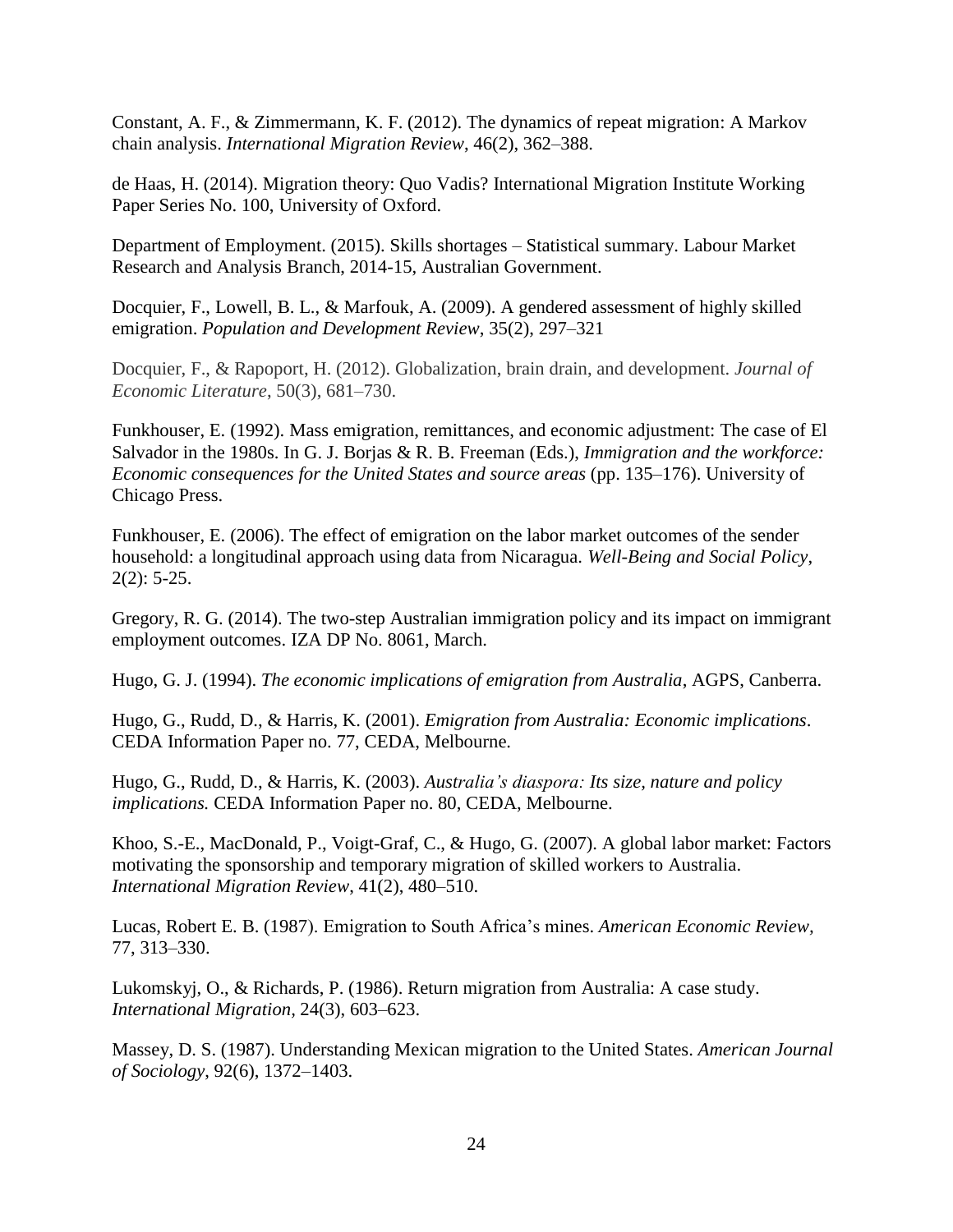Constant, A. F., & Zimmermann, K. F. (2012). The dynamics of repeat migration: A Markov chain analysis. *International Migration Review*, 46(2), 362–388.

de Haas, H. (2014). Migration theory: Quo Vadis? International Migration Institute Working Paper Series No. 100, University of Oxford.

Department of Employment. (2015). Skills shortages – Statistical summary. Labour Market Research and Analysis Branch, 2014-15, Australian Government.

Docquier, F., Lowell, B. L., & Marfouk, A. (2009). A gendered assessment of highly skilled emigration. *Population and Development Review*, 35(2), 297–321

Docquier, F., & Rapoport, H. (2012). Globalization, brain drain, and development. *Journal of Economic Literature*, 50(3), 681–730.

Funkhouser, E. (1992). Mass emigration, remittances, and economic adjustment: The case of El Salvador in the 1980s. In G. J. Borjas & R. B. Freeman (Eds.), *Immigration and the workforce: Economic consequences for the United States and source areas* (pp. 135–176). University of Chicago Press.

Funkhouser, E. (2006). The effect of emigration on the labor market outcomes of the sender household: a longitudinal approach using data from Nicaragua. *Well-Being and Social Policy*, 2(2): 5-25.

Gregory, R. G. (2014). The two-step Australian immigration policy and its impact on immigrant employment outcomes. IZA DP No. 8061, March.

Hugo, G. J. (1994). *The economic implications of emigration from Australia*, AGPS, Canberra.

Hugo, G., Rudd, D., & Harris, K. (2001). *Emigration from Australia: Economic implications*. CEDA Information Paper no. 77, CEDA, Melbourne.

Hugo, G., Rudd, D., & Harris, K. (2003). *Australia's diaspora: Its size, nature and policy implications.* CEDA Information Paper no. 80, CEDA, Melbourne.

Khoo, S.-E., MacDonald, P., Voigt-Graf, C., & Hugo, G. (2007). A global labor market: Factors motivating the sponsorship and temporary migration of skilled workers to Australia. *International Migration Review*, 41(2), 480–510.

Lucas, Robert E. B. (1987). Emigration to South Africa's mines. *American Economic Review*, 77, 313–330.

Lukomskyj, O., & Richards, P. (1986). Return migration from Australia: A case study. *International Migration*, 24(3), 603–623.

Massey, D. S. (1987). Understanding Mexican migration to the United States. *American Journal of Sociology*, 92(6), 1372–1403.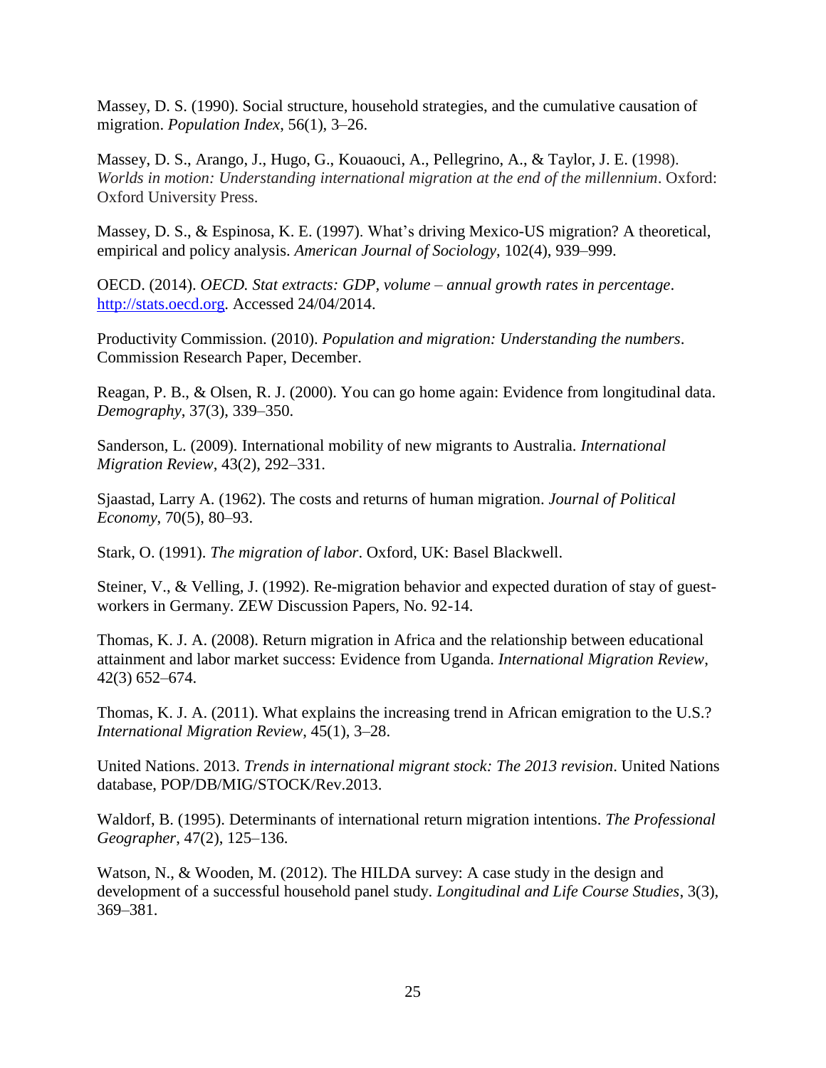Massey, D. S. (1990). Social structure, household strategies, and the cumulative causation of migration. *Population Index*, 56(1), 3–26.

Massey, D. S., Arango, J., Hugo, G., Kouaouci, A., Pellegrino, A., & Taylor, J. E. (1998). *Worlds in motion: Understanding international migration at the end of the millennium*. Oxford: Oxford University Press.

Massey, D. S., & Espinosa, K. E. (1997). What's driving Mexico-US migration? A theoretical, empirical and policy analysis. *American Journal of Sociology*, 102(4), 939–999.

OECD. (2014). *OECD. Stat extracts: GDP, volume – annual growth rates in percentage*. http://stats.oecd.org. Accessed 24/04/2014.

Productivity Commission. (2010). *Population and migration: Understanding the numbers*. Commission Research Paper, December.

Reagan, P. B., & Olsen, R. J. (2000). You can go home again: Evidence from longitudinal data. *Demography*, 37(3), 339–350.

Sanderson, L. (2009). International mobility of new migrants to Australia. *International Migration Review*, 43(2), 292–331.

Sjaastad, Larry A. (1962). The costs and returns of human migration. *Journal of Political Economy*, 70(5), 80–93.

Stark, O. (1991). *The migration of labor*. Oxford, UK: Basel Blackwell.

Steiner, V., & Velling, J. (1992). Re-migration behavior and expected duration of stay of guest-workers in Germany. ZEW Discussion Papers, No. 92-14.

Thomas, K. J. A. (2008). Return migration in Africa and the relationship between educational attainment and labor market success: Evidence from Uganda. *International Migration Review*, 42(3) 652–674.

Thomas, K. J. A. (2011). What explains the increasing trend in African emigration to the U.S.? *International Migration Review*, 45(1), 3–28.

United Nations. 2013. *Trends in international migrant stock: The 2013 revision*. United Nations database, POP/DB/MIG/STOCK/Rev.2013.

Waldorf, B. (1995). Determinants of international return migration intentions. *The Professional Geographer*, 47(2), 125–136.

Watson, N., & Wooden, M. (2012). The HILDA survey: A case study in the design and development of a successful household panel study. *Longitudinal and Life Course Studies*, 3(3), 369–381.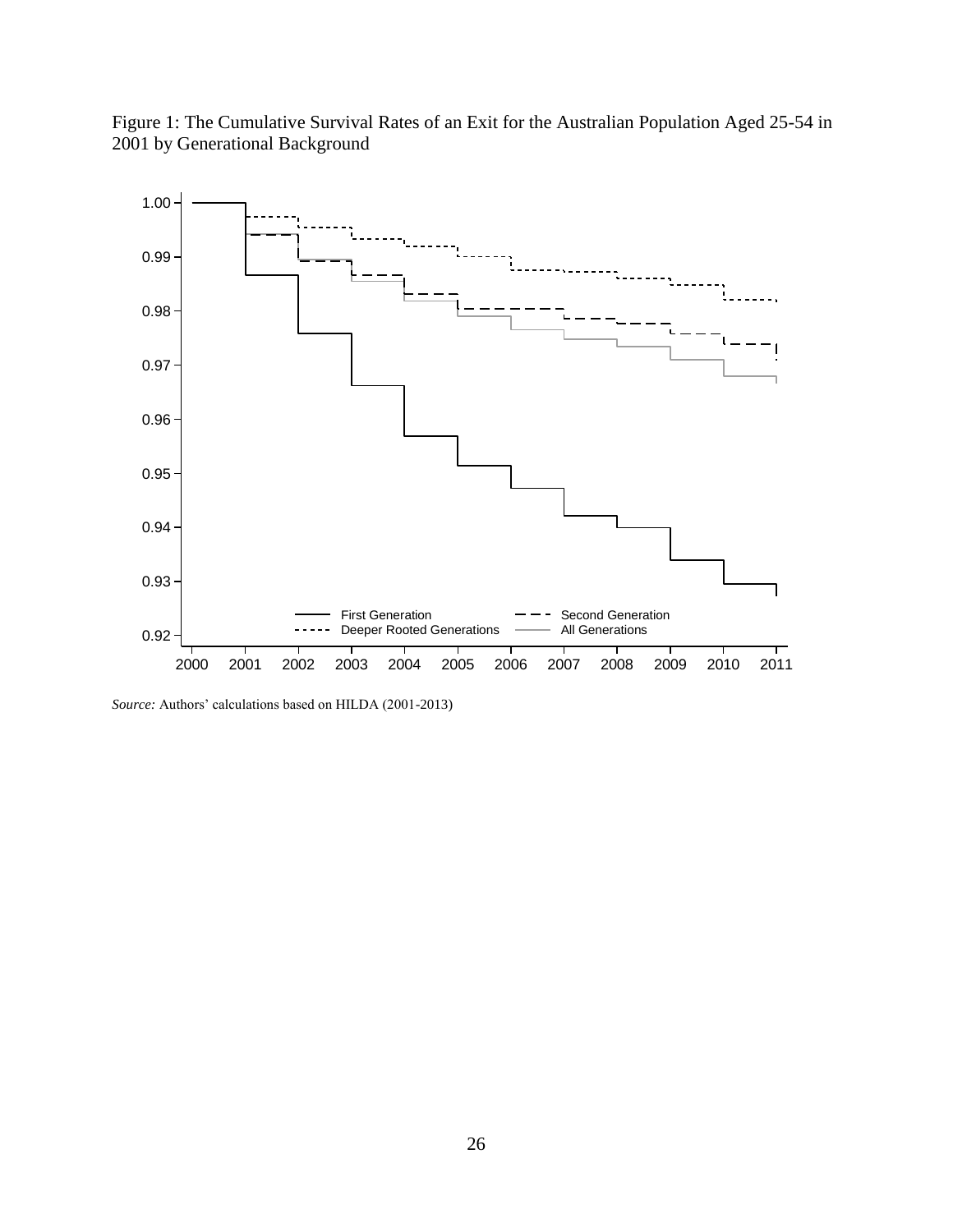Figure 1: The Cumulative Survival Rates of an Exit for the Australian Population Aged 25-54 in 2001 by Generational Background

*Source:* Authors' calculations based on HILDA (2001-2013)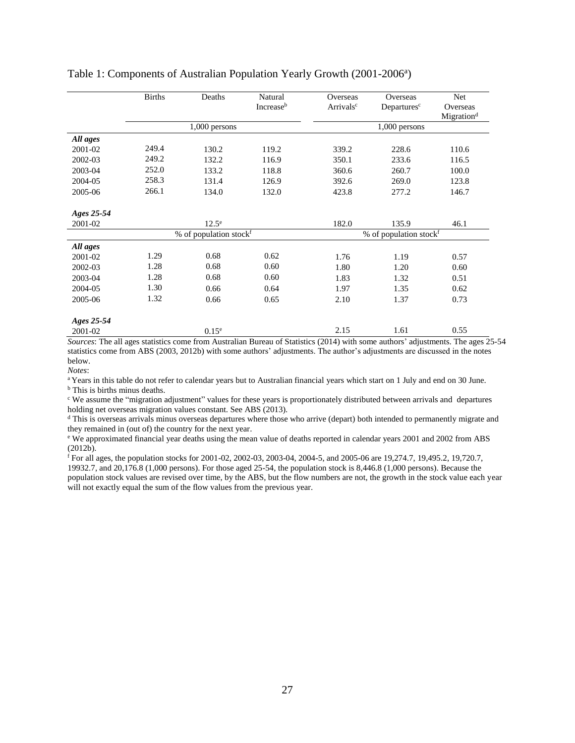Table 1: Components of Australian Population Yearly Growth (2001-2006[a])

| | Births | Deaths | Natural Increase[b] | Overseas Arrivals[c] | Overseas Departures[c] | Net Overseas Migration[d] |
|---|---|---|---|---|---|---|
| | 1,000 persons | | | 1,000 persons | | |
| ***All ages*** | | | | | | |
| 2001-02 | 249.4 | 130.2 | 119.2 | 339.2 | 228.6 | 110.6 |
| 2002-03 | 249.2 | 132.2 | 116.9 | 350.1 | 233.6 | 116.5 |
| 2003-04 | 252.0 | 133.2 | 118.8 | 360.6 | 260.7 | 100.0 |
| 2004-05 | 258.3 | 131.4 | 126.9 | 392.6 | 269.0 | 123.8 |
| 2005-06 | 266.1 | 134.0 | 132.0 | 423.8 | 277.2 | 146.7 |
| ***Ages 25-54*** | | | | | | |
| 2001-02 | | 12.5[e] | | 182.0 | 135.9 | 46.1 |
| | % of population stock[f] | | | % of population stock[f] | | |
| ***All ages*** | | | | | | |
| 2001-02 | 1.29 | 0.68 | 0.62 | 1.76 | 1.19 | 0.57 |
| 2002-03 | 1.28 | 0.68 | 0.60 | 1.80 | 1.20 | 0.60 |
| 2003-04 | 1.28 | 0.68 | 0.60 | 1.83 | 1.32 | 0.51 |
| 2004-05 | 1.30 | 0.66 | 0.64 | 1.97 | 1.35 | 0.62 |
| 2005-06 | 1.32 | 0.66 | 0.65 | 2.10 | 1.37 | 0.73 |
| ***Ages 25-54*** | | | | | | |
| 2001-02 | | 0.15[e] | | 2.15 | 1.61 | 0.55 |

*Sources*: The all ages statistics come from Australian Bureau of Statistics (2014) with some authors' adjustments. The ages 25-54 statistics come from ABS (2003, 2012b) with some authors' adjustments. The author's adjustments are discussed in the notes below.

*Notes*:

[a] Years in this table do not refer to calendar years but to Australian financial years which start on 1 July and end on 30 June.

[b] This is births minus deaths.

[c] We assume the "migration adjustment" values for these years is proportionately distributed between arrivals and departures holding net overseas migration values constant. See ABS (2013).

[d] This is overseas arrivals minus overseas departures where those who arrive (depart) both intended to permanently migrate and they remained in (out of) the country for the next year.

[e] We approximated financial year deaths using the mean value of deaths reported in calendar years 2001 and 2002 from ABS (2012b).

[f] For all ages, the population stocks for 2001-02, 2002-03, 2003-04, 2004-5, and 2005-06 are 19,274.7, 19,495.2, 19,720.7, 19932.7, and 20,176.8 (1,000 persons). For those aged 25-54, the population stock is 8,446.8 (1,000 persons). Because the population stock values are revised over time, by the ABS, but the flow numbers are not, the growth in the stock value each year will not exactly equal the sum of the flow values from the previous year.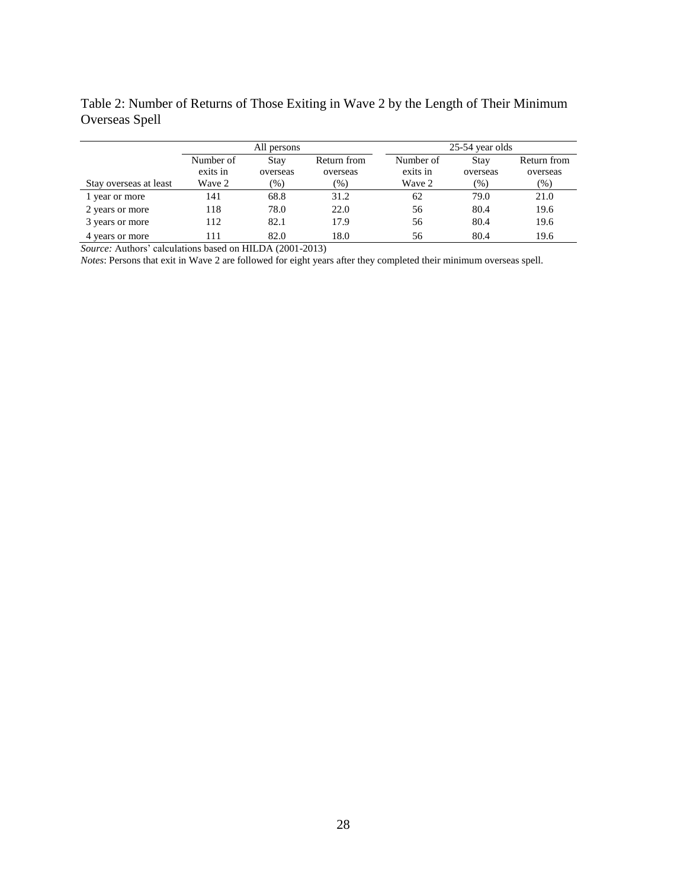Table 2: Number of Returns of Those Exiting in Wave 2 by the Length of Their Minimum Overseas Spell

| | All persons | | | 25-54 year olds | | |
|---|---|---|---|---|---|---|
| Stay overseas at least | Number of exits in Wave 2 | Stay overseas (%) | Return from overseas (%) | Number of exits in Wave 2 | Stay overseas (%) | Return from overseas (%) |
| 1 year or more | 141 | 68.8 | 31.2 | 62 | 79.0 | 21.0 |
| 2 years or more | 118 | 78.0 | 22.0 | 56 | 80.4 | 19.6 |
| 3 years or more | 112 | 82.1 | 17.9 | 56 | 80.4 | 19.6 |
| 4 years or more | 111 | 82.0 | 18.0 | 56 | 80.4 | 19.6 |

*Source:* Authors' calculations based on HILDA (2001-2013)

*Notes*: Persons that exit in Wave 2 are followed for eight years after they completed their minimum overseas spell.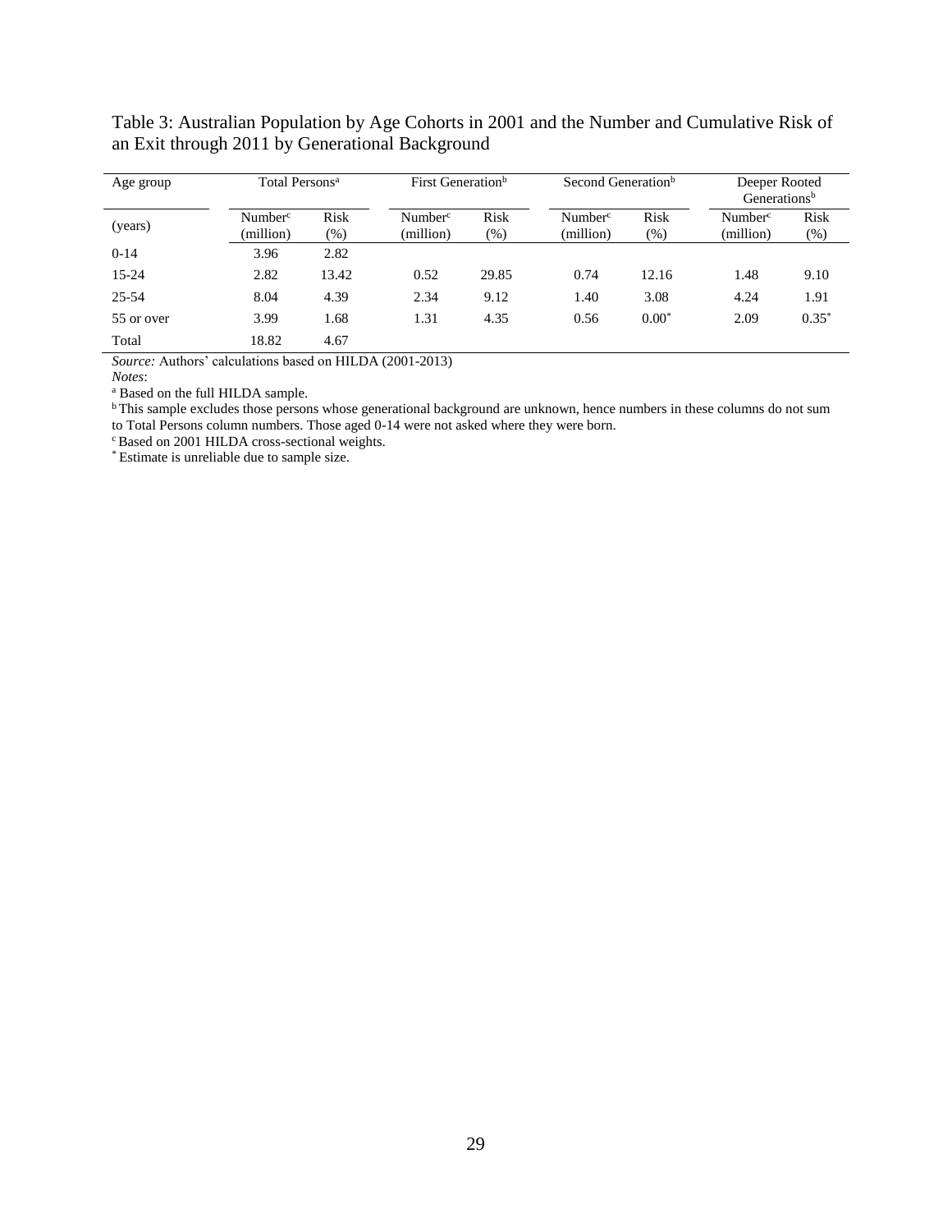Table 3: Australian Population by Age Cohorts in 2001 and the Number and Cumulative Risk of an Exit through 2011 by Generational Background

| Age group | Total Persons[a] | | First Generation[b] | | Second Generation[b] | | Deeper Rooted Generations[b] | |
|---|---|---|---|---|---|---|---|---|
| (years) | Number[c] (million) | Risk (%) | Number[c] (million) | Risk (%) | Number[c] (million) | Risk (%) | Number[c] (million) | Risk (%) |
| 0-14 | 3.96 | 2.82 | | | | | | |
| 15-24 | 2.82 | 13.42 | 0.52 | 29.85 | 0.74 | 12.16 | 1.48 | 9.10 |
| 25-54 | 8.04 | 4.39 | 2.34 | 9.12 | 1.40 | 3.08 | 4.24 | 1.91 |
| 55 or over | 3.99 | 1.68 | 1.31 | 4.35 | 0.56 | 0.00* | 2.09 | 0.35* |
| Total | 18.82 | 4.67 | | | | | | |

*Source:* Authors' calculations based on HILDA (2001-2013)

*Notes*:

[a] Based on the full HILDA sample.

[b] This sample excludes those persons whose generational background are unknown, hence numbers in these columns do not sum to Total Persons column numbers. Those aged 0-14 were not asked where they were born.

[c] Based on 2001 HILDA cross-sectional weights.

* Estimate is unreliable due to sample size.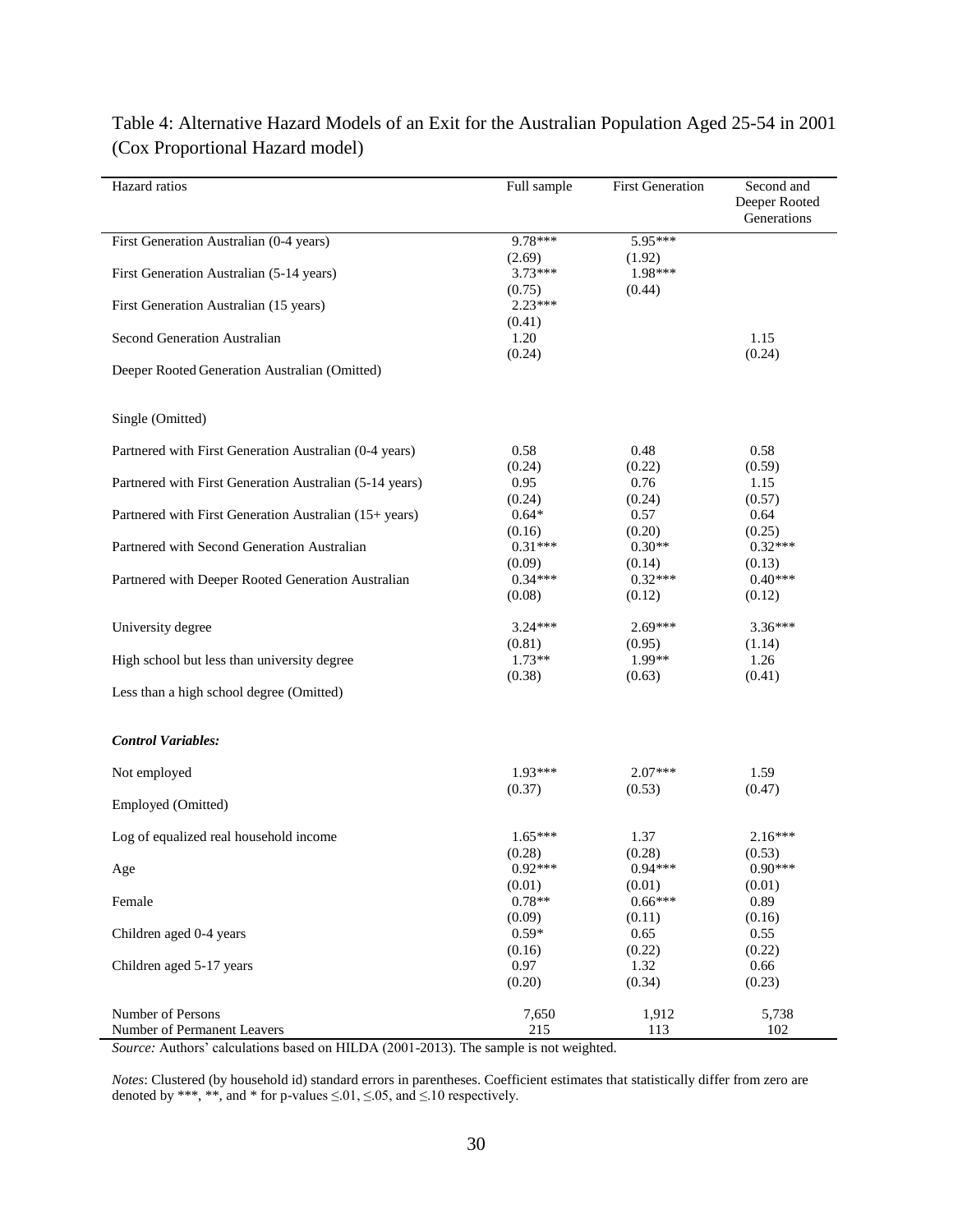Table 4: Alternative Hazard Models of an Exit for the Australian Population Aged 25-54 in 2001 (Cox Proportional Hazard model)

| Hazard ratios | Full sample | First Generation | Second and Deeper Rooted Generations |
|---|---|---|---|
| First Generation Australian (0-4 years) | 9.78*** | 5.95*** | |
| | (2.69) | (1.92) | |
| First Generation Australian (5-14 years) | 3.73*** | 1.98*** | |
| | (0.75) | (0.44) | |
| First Generation Australian (15 years) | 2.23*** | | |
| | (0.41) | | |
| Second Generation Australian | 1.20 | | 1.15 |
| | (0.24) | | (0.24) |
| Deeper Rooted Generation Australian (Omitted) | | | |
| Single (Omitted) | | | |
| Partnered with First Generation Australian (0-4 years) | 0.58 | 0.48 | 0.58 |
| | (0.24) | (0.22) | (0.59) |
| Partnered with First Generation Australian (5-14 years) | 0.95 | 0.76 | 1.15 |
| | (0.24) | (0.24) | (0.57) |
| Partnered with First Generation Australian (15+ years) | 0.64* | 0.57 | 0.64 |
| | (0.16) | (0.20) | (0.25) |
| Partnered with Second Generation Australian | 0.31*** | 0.30** | 0.32*** |
| | (0.09) | (0.14) | (0.13) |
| Partnered with Deeper Rooted Generation Australian | 0.34*** | 0.32*** | 0.40*** |
| | (0.08) | (0.12) | (0.12) |
| University degree | 3.24*** | 2.69*** | 3.36*** |
| | (0.81) | (0.95) | (1.14) |
| High school but less than university degree | 1.73** | 1.99** | 1.26 |
| | (0.38) | (0.63) | (0.41) |
| Less than a high school degree (Omitted) | | | |
| ***Control Variables:*** | | | |
| Not employed | 1.93*** | 2.07*** | 1.59 |
| | (0.37) | (0.53) | (0.47) |
| Employed (Omitted) | | | |
| Log of equalized real household income | 1.65*** | 1.37 | 2.16*** |
| | (0.28) | (0.28) | (0.53) |
| Age | 0.92*** | 0.94*** | 0.90*** |
| | (0.01) | (0.01) | (0.01) |
| Female | 0.78** | 0.66*** | 0.89 |
| | (0.09) | (0.11) | (0.16) |
| Children aged 0-4 years | 0.59* | 0.65 | 0.55 |
| | (0.16) | (0.22) | (0.22) |
| Children aged 5-17 years | 0.97 | 1.32 | 0.66 |
| | (0.20) | (0.34) | (0.23) |
| Number of Persons | 7,650 | 1,912 | 5,738 |
| Number of Permanent Leavers | 215 | 113 | 102 |

*Source:* Authors' calculations based on HILDA (2001-2013). The sample is not weighted.

*Notes*: Clustered (by household id) standard errors in parentheses. Coefficient estimates that statistically differ from zero are denoted by ***, **, and * for p-values ≤.01, ≤.05, and ≤.10 respectively.